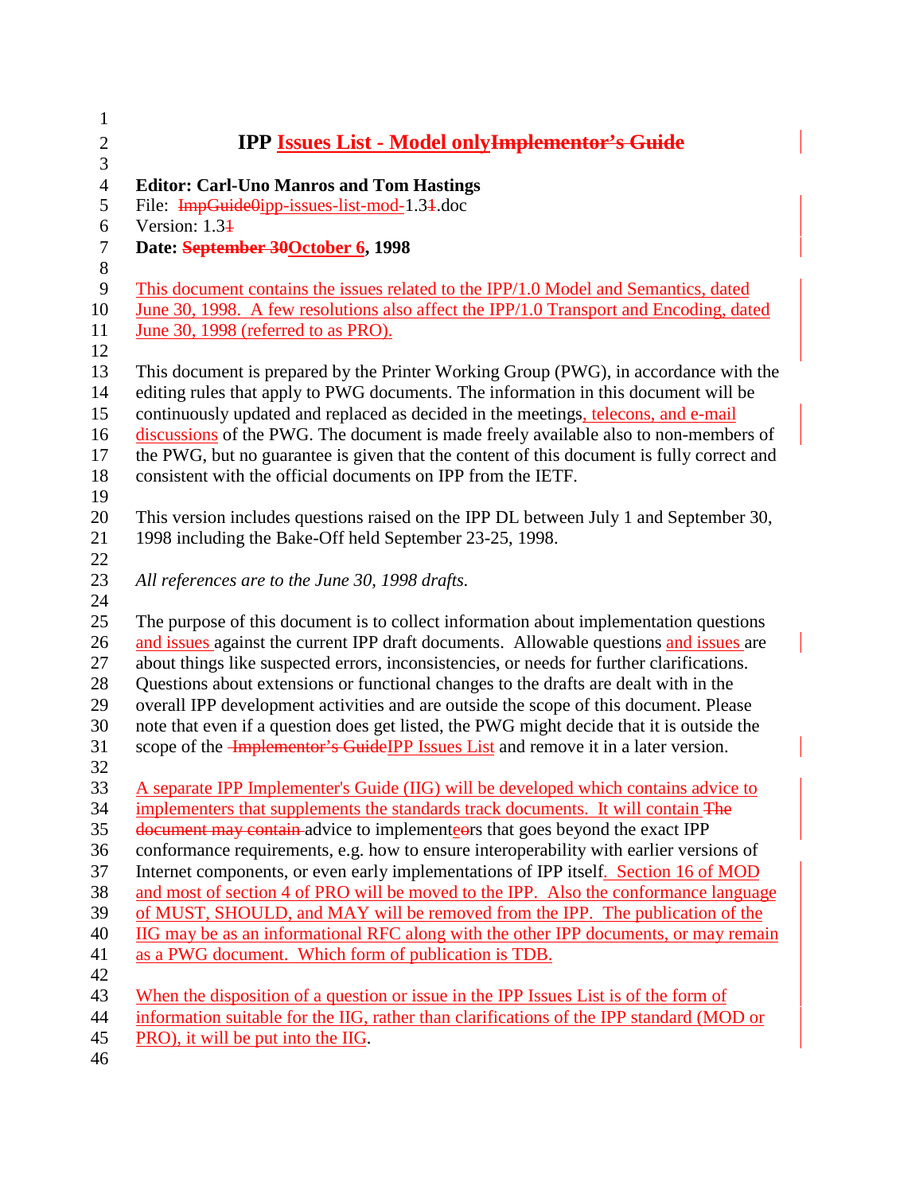# IPP Issues List - Model onlyImplementor's Guide

**Editor: Carl-Uno Manros and Tom Hastings**
File: ImpGuide0ipp-issues-list-mod-1.31.doc
Version: 1.31
**Date: September 30October 6, 1998**

This document contains the issues related to the IPP/1.0 Model and Semantics, dated June 30, 1998. A few resolutions also affect the IPP/1.0 Transport and Encoding, dated June 30, 1998 (referred to as PRO).

This document is prepared by the Printer Working Group (PWG), in accordance with the editing rules that apply to PWG documents. The information in this document will be continuously updated and replaced as decided in the meetings, telecons, and e-mail discussions of the PWG. The document is made freely available also to non-members of the PWG, but no guarantee is given that the content of this document is fully correct and consistent with the official documents on IPP from the IETF.

This version includes questions raised on the IPP DL between July 1 and September 30, 1998 including the Bake-Off held September 23-25, 1998.

*All references are to the June 30, 1998 drafts.*

The purpose of this document is to collect information about implementation questions and issues against the current IPP draft documents. Allowable questions and issues are about things like suspected errors, inconsistencies, or needs for further clarifications. Questions about extensions or functional changes to the drafts are dealt with in the overall IPP development activities and are outside the scope of this document. Please note that even if a question does get listed, the PWG might decide that it is outside the scope of the Implementor's GuideIPP Issues List and remove it in a later version.

A separate IPP Implementer's Guide (IIG) will be developed which contains advice to implementers that supplements the standards track documents. It will contain The document may contain advice to implementeors that goes beyond the exact IPP conformance requirements, e.g. how to ensure interoperability with earlier versions of Internet components, or even early implementations of IPP itself. Section 16 of MOD and most of section 4 of PRO will be moved to the IPP. Also the conformance language of MUST, SHOULD, and MAY will be removed from the IPP. The publication of the IIG may be as an informational RFC along with the other IPP documents, or may remain as a PWG document. Which form of publication is TDB.

When the disposition of a question or issue in the IPP Issues List is of the form of information suitable for the IIG, rather than clarifications of the IPP standard (MOD or PRO), it will be put into the IIG.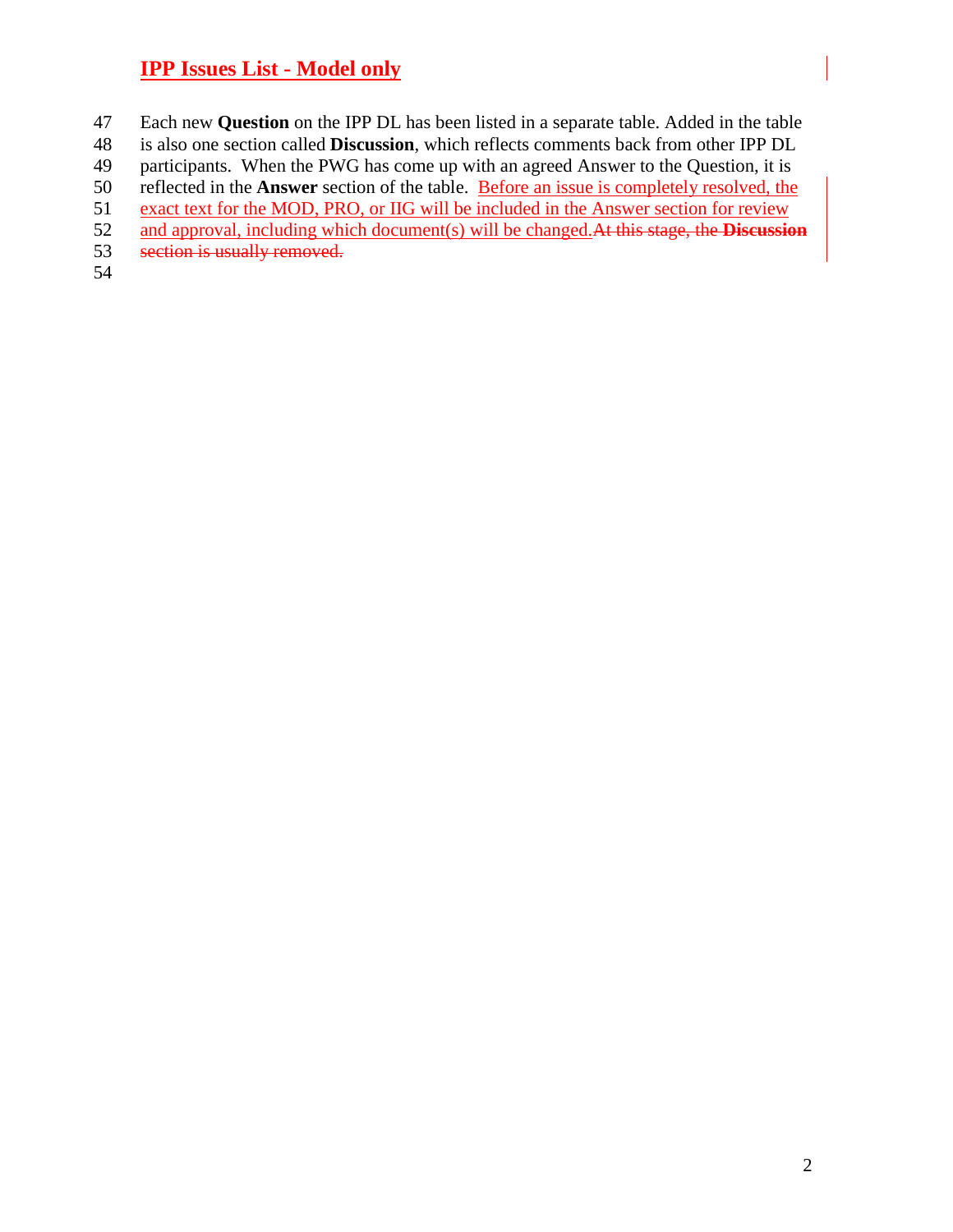## IPP Issues List - Model only

Each new **Question** on the IPP DL has been listed in a separate table. Added in the table is also one section called **Discussion**, which reflects comments back from other IPP DL participants. When the PWG has come up with an agreed Answer to the Question, it is reflected in the **Answer** section of the table. Before an issue is completely resolved, the exact text for the MOD, PRO, or IIG will be included in the Answer section for review and approval, including which document(s) will be changed.~~At this stage, the **Discussion** section is usually removed.~~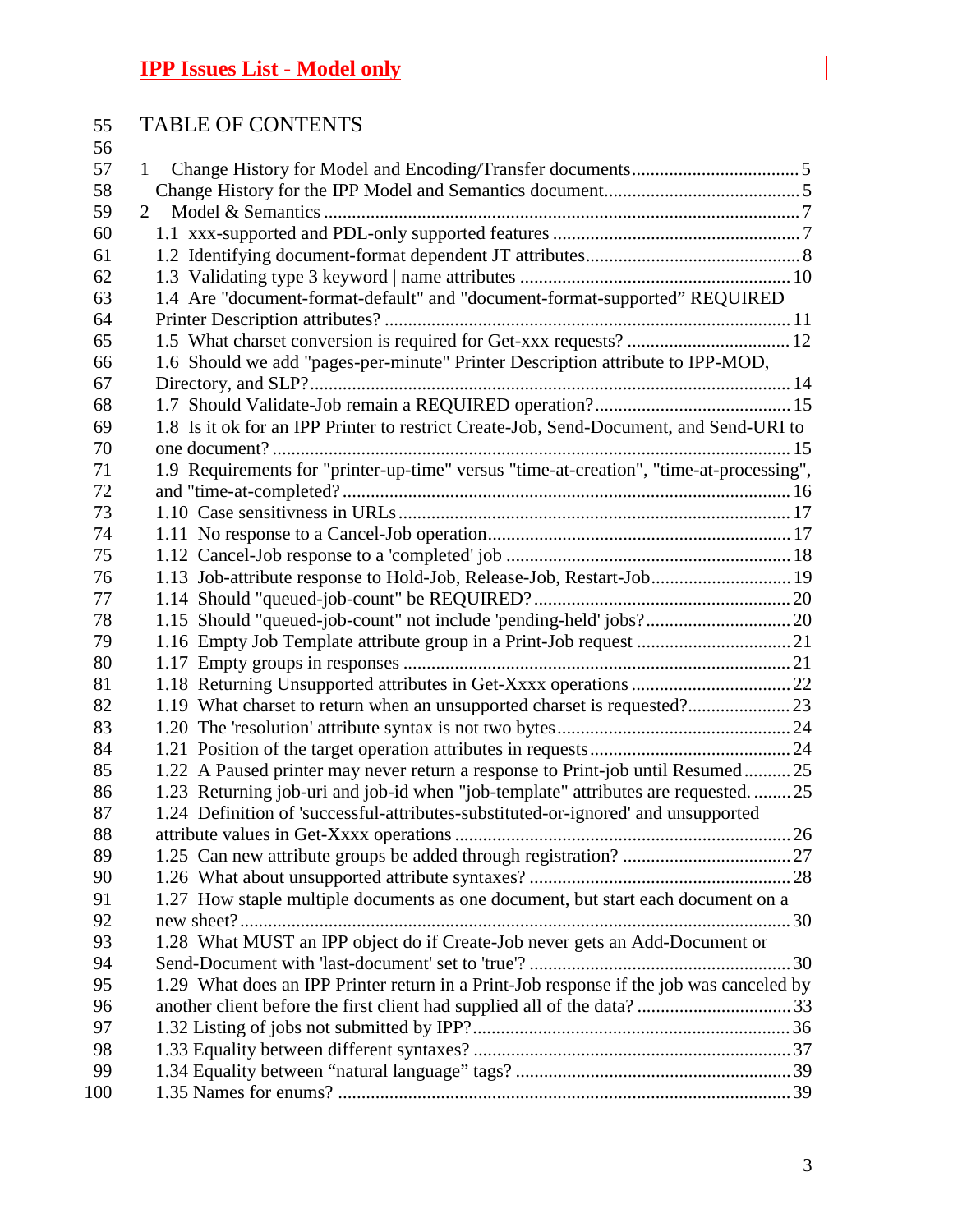# TABLE OF CONTENTS

1 Change History for Model and Encoding/Transfer documents .......... 5
Change History for the IPP Model and Semantics document .......... 5
2 Model & Semantics .......... 7
1.1 xxx-supported and PDL-only supported features .......... 7
1.2 Identifying document-format dependent JT attributes .......... 8
1.3 Validating type 3 keyword | name attributes .......... 10
1.4 Are "document-format-default" and "document-format-supported" REQUIRED Printer Description attributes? .......... 11
1.5 What charset conversion is required for Get-xxx requests? .......... 12
1.6 Should we add "pages-per-minute" Printer Description attribute to IPP-MOD, Directory, and SLP? .......... 14
1.7 Should Validate-Job remain a REQUIRED operation? .......... 15
1.8 Is it ok for an IPP Printer to restrict Create-Job, Send-Document, and Send-URI to one document? .......... 15
1.9 Requirements for "printer-up-time" versus "time-at-creation", "time-at-processing", and "time-at-completed? .......... 16
1.10 Case sensitivness in URLs .......... 17
1.11 No response to a Cancel-Job operation .......... 17
1.12 Cancel-Job response to a 'completed' job .......... 18
1.13 Job-attribute response to Hold-Job, Release-Job, Restart-Job .......... 19
1.14 Should "queued-job-count" be REQUIRED? .......... 20
1.15 Should "queued-job-count" not include 'pending-held' jobs? .......... 20
1.16 Empty Job Template attribute group in a Print-Job request .......... 21
1.17 Empty groups in responses .......... 21
1.18 Returning Unsupported attributes in Get-Xxxx operations .......... 22
1.19 What charset to return when an unsupported charset is requested? .......... 23
1.20 The 'resolution' attribute syntax is not two bytes .......... 24
1.21 Position of the target operation attributes in requests .......... 24
1.22 A Paused printer may never return a response to Print-job until Resumed .......... 25
1.23 Returning job-uri and job-id when "job-template" attributes are requested. .......... 25
1.24 Definition of 'successful-attributes-substituted-or-ignored' and unsupported attribute values in Get-Xxxx operations .......... 26
1.25 Can new attribute groups be added through registration? .......... 27
1.26 What about unsupported attribute syntaxes? .......... 28
1.27 How staple multiple documents as one document, but start each document on a new sheet? .......... 30
1.28 What MUST an IPP object do if Create-Job never gets an Add-Document or Send-Document with 'last-document' set to 'true'? .......... 30
1.29 What does an IPP Printer return in a Print-Job response if the job was canceled by another client before the first client had supplied all of the data? .......... 33
1.32 Listing of jobs not submitted by IPP? .......... 36
1.33 Equality between different syntaxes? .......... 37
1.34 Equality between "natural language" tags? .......... 39
1.35 Names for enums? .......... 39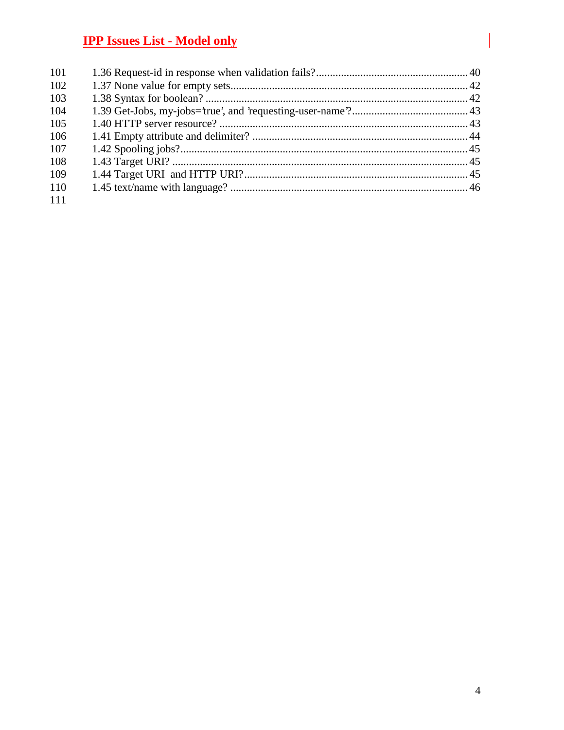101 1.36 Request-id in response when validation fails?....................................................... 40
102 1.37 None value for empty sets...................................................................................... 42
103 1.38 Syntax for boolean? ............................................................................................... 42
104 1.39 Get-Jobs, my-jobs='true', and 'requesting-user-name'?.......................................... 43
105 1.40 HTTP server resource? .......................................................................................... 43
106 1.41 Empty attribute and delimiter? .............................................................................. 44
107 1.42 Spooling jobs?....................................................................................................... 45
108 1.43 Target URI? .......................................................................................................... 45
109 1.44 Target URI and HTTP URI?................................................................................. 45
110 1.45 text/name with language? ...................................................................................... 46
111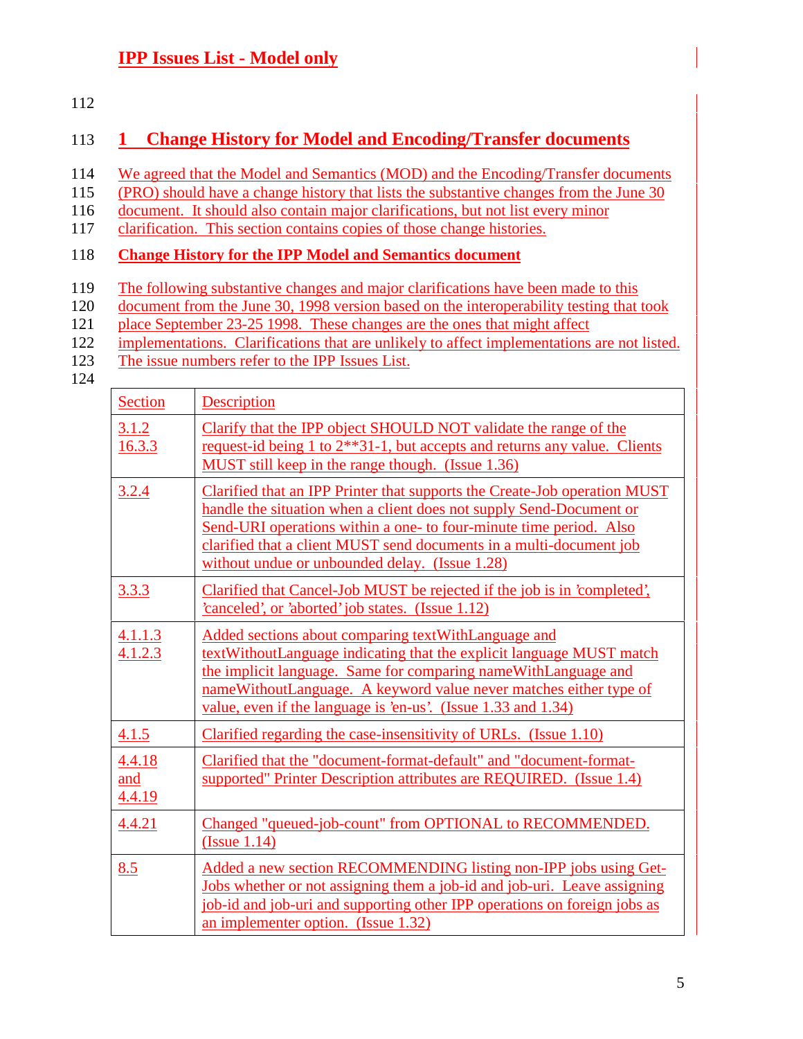# 1 Change History for Model and Encoding/Transfer documents

We agreed that the Model and Semantics (MOD) and the Encoding/Transfer documents (PRO) should have a change history that lists the substantive changes from the June 30 document. It should also contain major clarifications, but not list every minor clarification. This section contains copies of those change histories.

**Change History for the IPP Model and Semantics document**

The following substantive changes and major clarifications have been made to this document from the June 30, 1998 version based on the interoperability testing that took place September 23-25 1998. These changes are the ones that might affect implementations. Clarifications that are unlikely to affect implementations are not listed. The issue numbers refer to the IPP Issues List.

| Section | Description |
|---|---|
| 3.1.2<br>16.3.3 | Clarify that the IPP object SHOULD NOT validate the range of the request-id being 1 to 2**31-1, but accepts and returns any value. Clients MUST still keep in the range though. (Issue 1.36) |
| 3.2.4 | Clarified that an IPP Printer that supports the Create-Job operation MUST handle the situation when a client does not supply Send-Document or Send-URI operations within a one- to four-minute time period. Also clarified that a client MUST send documents in a multi-document job without undue or unbounded delay. (Issue 1.28) |
| 3.3.3 | Clarified that Cancel-Job MUST be rejected if the job is in 'completed', 'canceled', or 'aborted' job states. (Issue 1.12) |
| 4.1.1.3<br>4.1.2.3 | Added sections about comparing textWithLanguage and textWithoutLanguage indicating that the explicit language MUST match the implicit language. Same for comparing nameWithLanguage and nameWithoutLanguage. A keyword value never matches either type of value, even if the language is 'en-us'. (Issue 1.33 and 1.34) |
| 4.1.5 | Clarified regarding the case-insensitivity of URLs. (Issue 1.10) |
| 4.4.18<br>and<br>4.4.19 | Clarified that the "document-format-default" and "document-format-supported" Printer Description attributes are REQUIRED. (Issue 1.4) |
| 4.4.21 | Changed "queued-job-count" from OPTIONAL to RECOMMENDED. (Issue 1.14) |
| 8.5 | Added a new section RECOMMENDING listing non-IPP jobs using Get-Jobs whether or not assigning them a job-id and job-uri. Leave assigning job-id and job-uri and supporting other IPP operations on foreign jobs as an implementer option. (Issue 1.32) |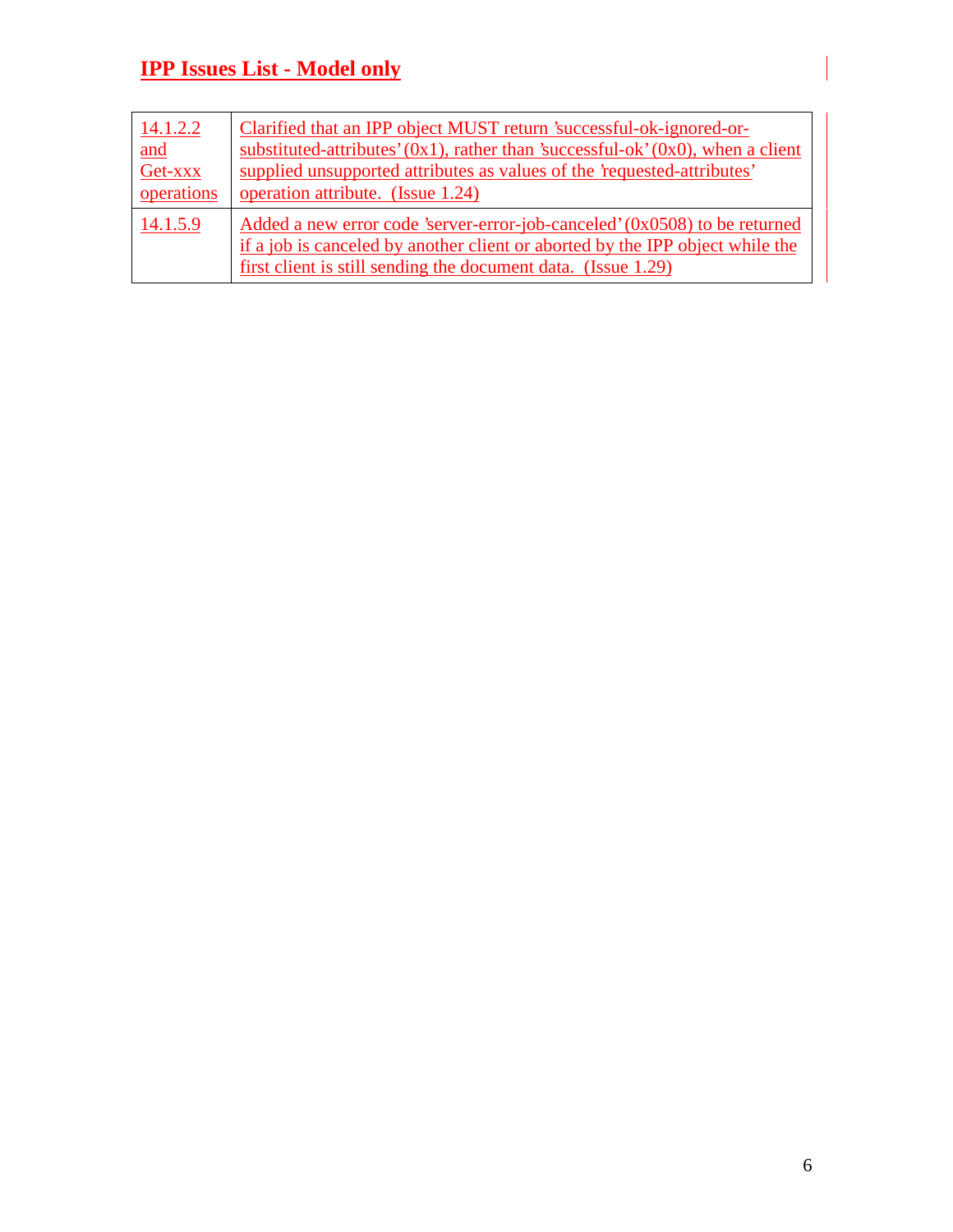## IPP Issues List - Model only

| | |
|---|---|
| 14.1.2.2 and Get-xxx operations | Clarified that an IPP object MUST return 'successful-ok-ignored-or-substituted-attributes' (0x1), rather than 'successful-ok' (0x0), when a client supplied unsupported attributes as values of the 'requested-attributes' operation attribute. (Issue 1.24) |
| 14.1.5.9 | Added a new error code 'server-error-job-canceled' (0x0508) to be returned if a job is canceled by another client or aborted by the IPP object while the first client is still sending the document data. (Issue 1.29) |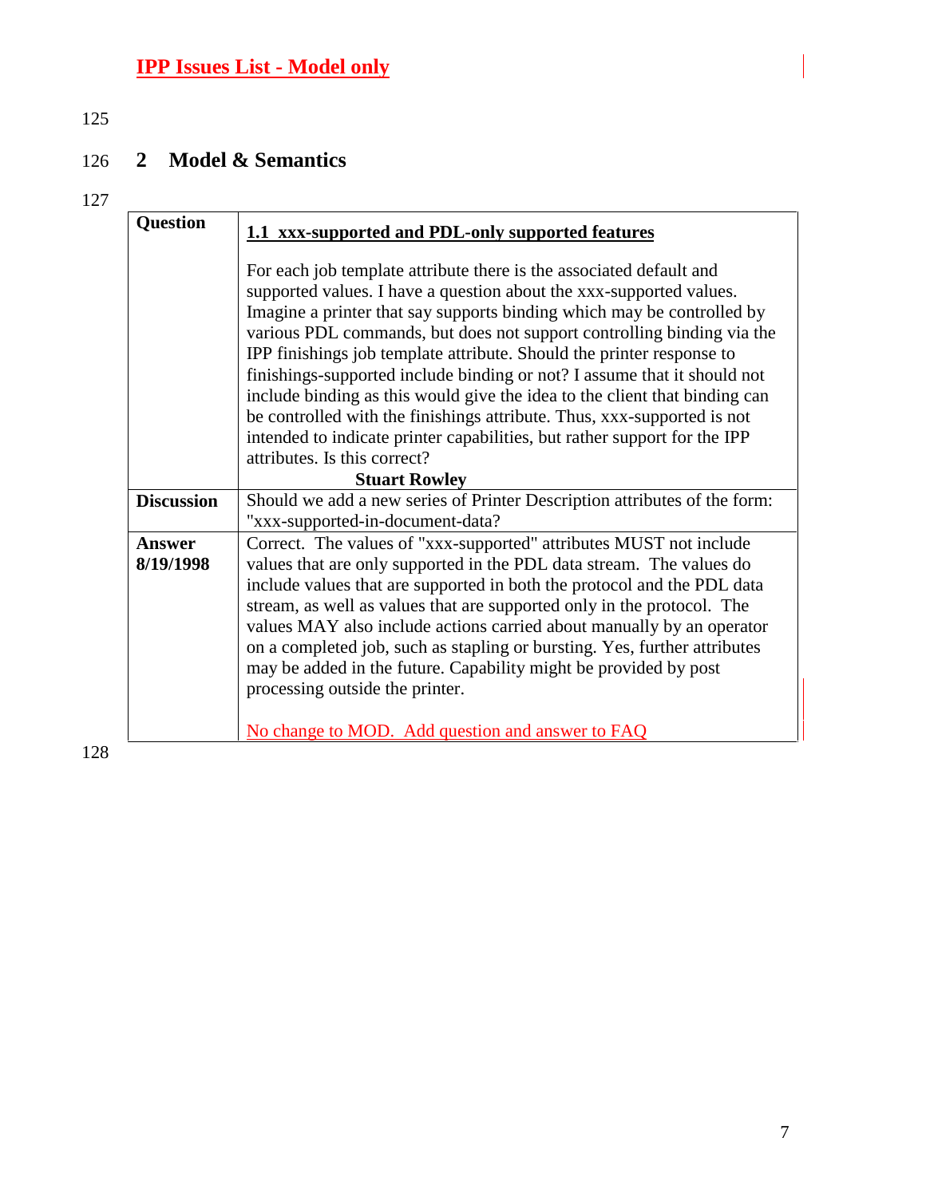# 2 Model & Semantics

| | |
|---|---|
| **Question** | **1.1 xxx-supported and PDL-only supported features**<br><br>For each job template attribute there is the associated default and supported values. I have a question about the xxx-supported values. Imagine a printer that say supports binding which may be controlled by various PDL commands, but does not support controlling binding via the IPP finishings job template attribute. Should the printer response to finishings-supported include binding or not? I assume that it should not include binding as this would give the idea to the client that binding can be controlled with the finishings attribute. Thus, xxx-supported is not intended to indicate printer capabilities, but rather support for the IPP attributes. Is this correct?<br>**Stuart Rowley** |
| **Discussion** | Should we add a new series of Printer Description attributes of the form: "xxx-supported-in-document-data? |
| **Answer 8/19/1998** | Correct. The values of "xxx-supported" attributes MUST not include values that are only supported in the PDL data stream. The values do include values that are supported in both the protocol and the PDL data stream, as well as values that are supported only in the protocol. The values MAY also include actions carried about manually by an operator on a completed job, such as stapling or bursting. Yes, further attributes may be added in the future. Capability might be provided by post processing outside the printer.<br><br>No change to MOD. Add question and answer to FAQ |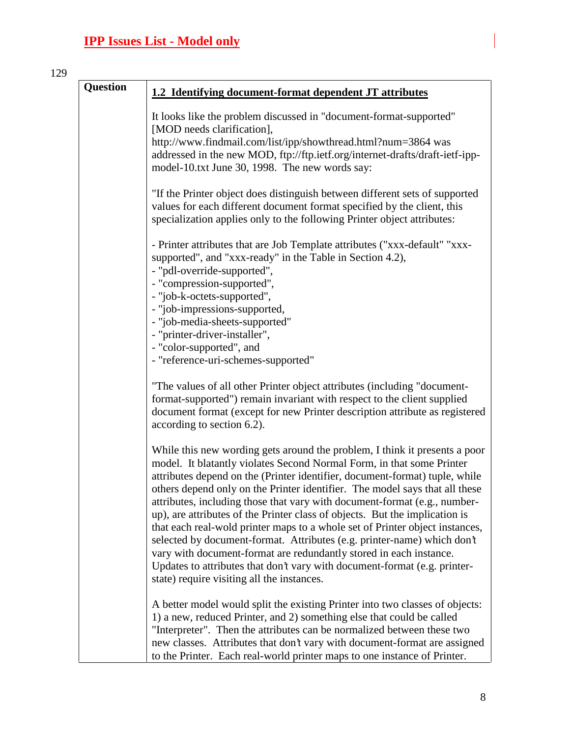## IPP Issues List - Model only

129

| | |
|---|---|
| **Question** | **1.2 Identifying document-format dependent JT attributes**<br><br>It looks like the problem discussed in "document-format-supported" [MOD needs clarification], http://www.findmail.com/list/ipp/showthread.html?num=3864 was addressed in the new MOD, ftp://ftp.ietf.org/internet-drafts/draft-ietf-ipp-model-10.txt June 30, 1998. The new words say:<br><br>"If the Printer object does distinguish between different sets of supported values for each different document format specified by the client, this specialization applies only to the following Printer object attributes:<br><br>- Printer attributes that are Job Template attributes ("xxx-default" "xxx-supported", and "xxx-ready" in the Table in Section 4.2),<br>- "pdl-override-supported",<br>- "compression-supported",<br>- "job-k-octets-supported",<br>- "job-impressions-supported,<br>- "job-media-sheets-supported"<br>- "printer-driver-installer",<br>- "color-supported", and<br>- "reference-uri-schemes-supported"<br><br>"The values of all other Printer object attributes (including "document-format-supported") remain invariant with respect to the client supplied document format (except for new Printer description attribute as registered according to section 6.2).<br><br>While this new wording gets around the problem, I think it presents a poor model. It blatantly violates Second Normal Form, in that some Printer attributes depend on the (Printer identifier, document-format) tuple, while others depend only on the Printer identifier. The model says that all these attributes, including those that vary with document-format (e.g., number-up), are attributes of the Printer class of objects. But the implication is that each real-wold printer maps to a whole set of Printer object instances, selected by document-format. Attributes (e.g. printer-name) which don't vary with document-format are redundantly stored in each instance. Updates to attributes that don't vary with document-format (e.g. printer-state) require visiting all the instances.<br><br>A better model would split the existing Printer into two classes of objects: 1) a new, reduced Printer, and 2) something else that could be called "Interpreter". Then the attributes can be normalized between these two new classes. Attributes that don't vary with document-format are assigned to the Printer. Each real-world printer maps to one instance of Printer. |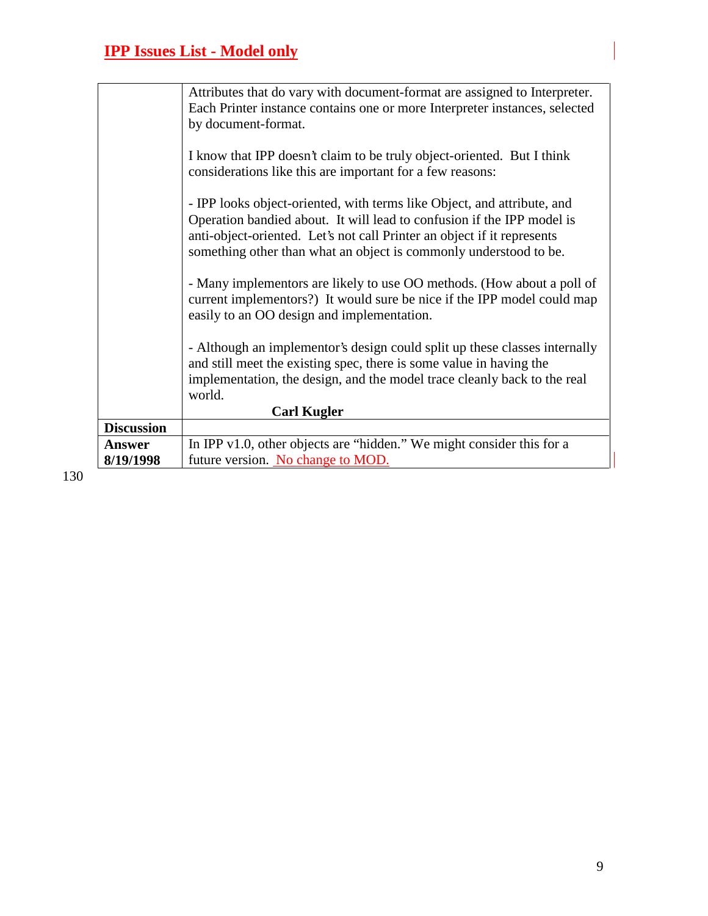## IPP Issues List - Model only

| | |
|---|---|
| | Attributes that do vary with document-format are assigned to Interpreter. Each Printer instance contains one or more Interpreter instances, selected by document-format.<br><br>I know that IPP doesn't claim to be truly object-oriented. But I think considerations like this are important for a few reasons:<br><br>- IPP looks object-oriented, with terms like Object, and attribute, and Operation bandied about. It will lead to confusion if the IPP model is anti-object-oriented. Let's not call Printer an object if it represents something other than what an object is commonly understood to be.<br><br>- Many implementors are likely to use OO methods. (How about a poll of current implementors?) It would sure be nice if the IPP model could map easily to an OO design and implementation.<br><br>- Although an implementor's design could split up these classes internally and still meet the existing spec, there is some value in having the implementation, the design, and the model trace cleanly back to the real world.<br>**Carl Kugler** |
| **Discussion** | |
| **Answer 8/19/1998** | In IPP v1.0, other objects are "hidden." We might consider this for a future version. No change to MOD. |

130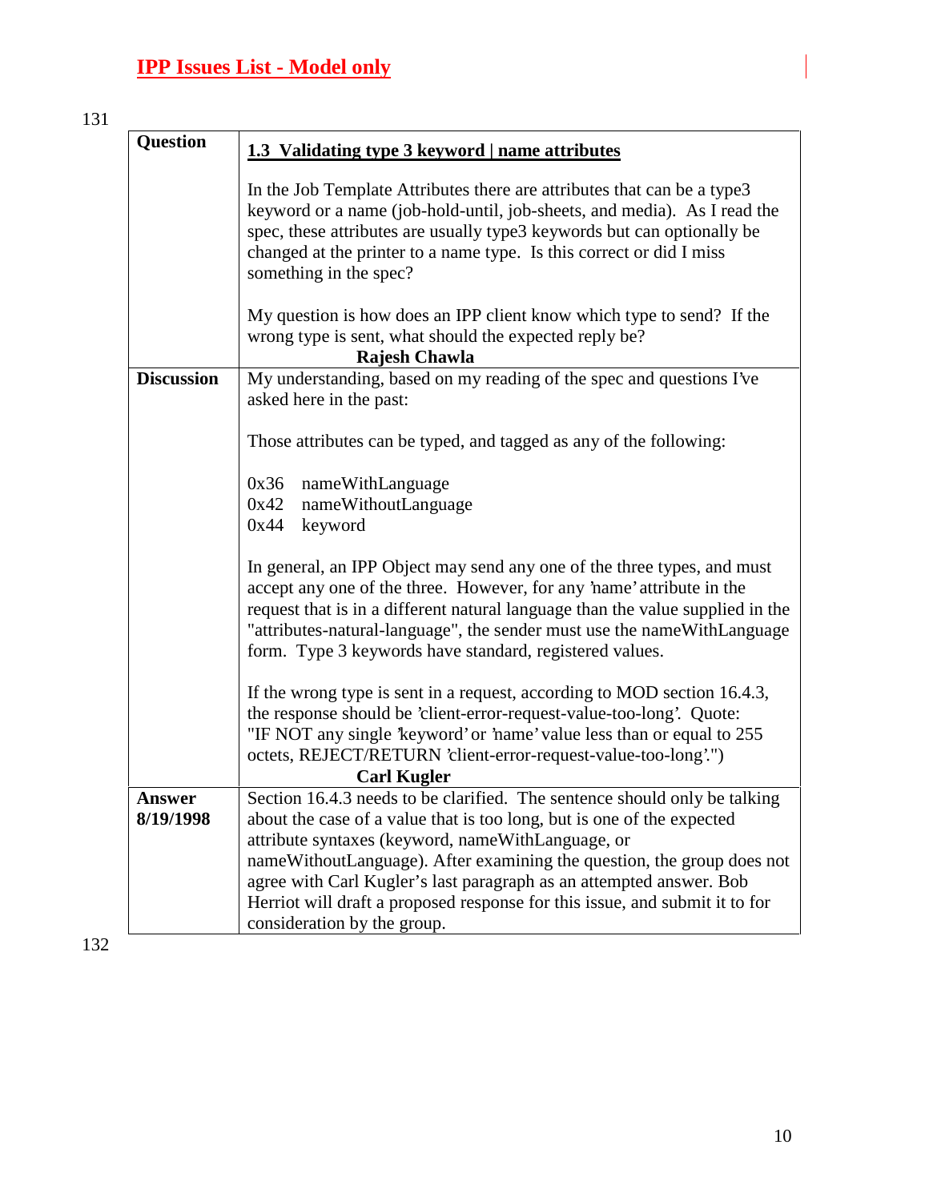131

| | |
|---|---|
| **Question** | **1.3 Validating type 3 keyword \| name attributes**<br><br>In the Job Template Attributes there are attributes that can be a type3 keyword or a name (job-hold-until, job-sheets, and media). As I read the spec, these attributes are usually type3 keywords but can optionally be changed at the printer to a name type. Is this correct or did I miss something in the spec?<br><br>My question is how does an IPP client know which type to send? If the wrong type is sent, what should the expected reply be?<br>**Rajesh Chawla** |
| **Discussion** | My understanding, based on my reading of the spec and questions I've asked here in the past:<br><br>Those attributes can be typed, and tagged as any of the following:<br><br>0x36 nameWithLanguage<br>0x42 nameWithoutLanguage<br>0x44 keyword<br><br>In general, an IPP Object may send any one of the three types, and must accept any one of the three. However, for any 'name' attribute in the request that is in a different natural language than the value supplied in the "attributes-natural-language", the sender must use the nameWithLanguage form. Type 3 keywords have standard, registered values.<br><br>If the wrong type is sent in a request, according to MOD section 16.4.3, the response should be 'client-error-request-value-too-long'. Quote: "IF NOT any single 'keyword' or 'name' value less than or equal to 255 octets, REJECT/RETURN 'client-error-request-value-too-long'.")<br>**Carl Kugler** |
| **Answer 8/19/1998** | Section 16.4.3 needs to be clarified. The sentence should only be talking about the case of a value that is too long, but is one of the expected attribute syntaxes (keyword, nameWithLanguage, or nameWithoutLanguage). After examining the question, the group does not agree with Carl Kugler's last paragraph as an attempted answer. Bob Herriot will draft a proposed response for this issue, and submit it to for consideration by the group. |

132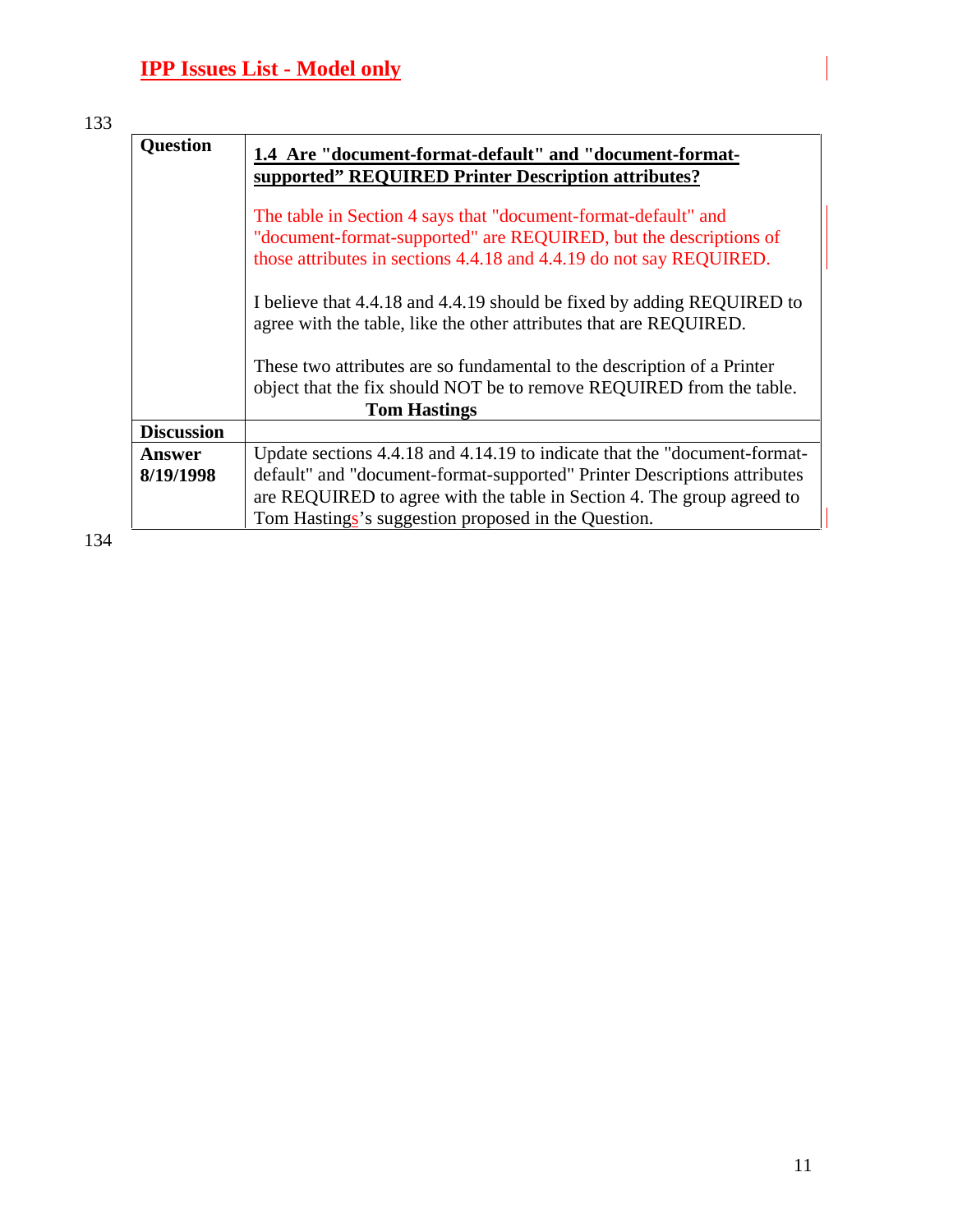| | |
|---|---|
| **Question** | **1.4 Are "document-format-default" and "document-format-supported" REQUIRED Printer Description attributes?**<br><br>The table in Section 4 says that "document-format-default" and "document-format-supported" are REQUIRED, but the descriptions of those attributes in sections 4.4.18 and 4.4.19 do not say REQUIRED.<br><br>I believe that 4.4.18 and 4.4.19 should be fixed by adding REQUIRED to agree with the table, like the other attributes that are REQUIRED.<br><br>These two attributes are so fundamental to the description of a Printer object that the fix should NOT be to remove REQUIRED from the table.<br>**Tom Hastings** |
| **Discussion** | |
| **Answer 8/19/1998** | Update sections 4.4.18 and 4.14.19 to indicate that the "document-format-default" and "document-format-supported" Printer Descriptions attributes are REQUIRED to agree with the table in Section 4. The group agreed to Tom Hastings's suggestion proposed in the Question. |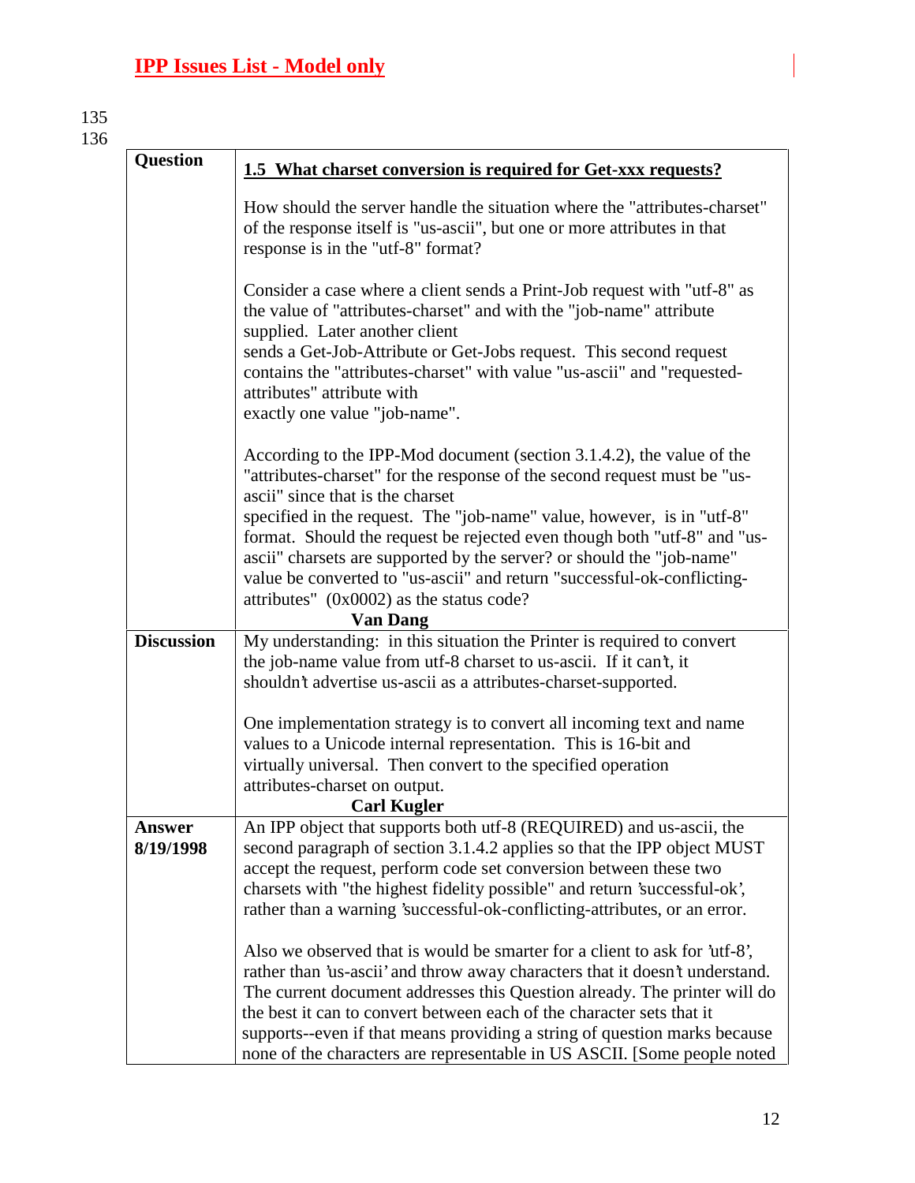135

136

| | |
|---|---|
| **Question** | **1.5 What charset conversion is required for Get-xxx requests?**<br><br>How should the server handle the situation where the "attributes-charset" of the response itself is "us-ascii", but one or more attributes in that response is in the "utf-8" format?<br><br>Consider a case where a client sends a Print-Job request with "utf-8" as the value of "attributes-charset" and with the "job-name" attribute supplied. Later another client sends a Get-Job-Attribute or Get-Jobs request. This second request contains the "attributes-charset" with value "us-ascii" and "requested-attributes" attribute with exactly one value "job-name".<br><br>According to the IPP-Mod document (section 3.1.4.2), the value of the "attributes-charset" for the response of the second request must be "us-ascii" since that is the charset specified in the request. The "job-name" value, however, is in "utf-8" format. Should the request be rejected even though both "utf-8" and "us-ascii" charsets are supported by the server? or should the "job-name" value be converted to "us-ascii" and return "successful-ok-conflicting-attributes" (0x0002) as the status code?<br>**Van Dang** |
| **Discussion** | My understanding: in this situation the Printer is required to convert the job-name value from utf-8 charset to us-ascii. If it can't, it shouldn't advertise us-ascii as a attributes-charset-supported.<br><br>One implementation strategy is to convert all incoming text and name values to a Unicode internal representation. This is 16-bit and virtually universal. Then convert to the specified operation attributes-charset on output.<br>**Carl Kugler** |
| **Answer 8/19/1998** | An IPP object that supports both utf-8 (REQUIRED) and us-ascii, the second paragraph of section 3.1.4.2 applies so that the IPP object MUST accept the request, perform code set conversion between these two charsets with "the highest fidelity possible" and return 'successful-ok', rather than a warning 'successful-ok-conflicting-attributes, or an error.<br><br>Also we observed that is would be smarter for a client to ask for 'utf-8', rather than 'us-ascii' and throw away characters that it doesn't understand. The current document addresses this Question already. The printer will do the best it can to convert between each of the character sets that it supports--even if that means providing a string of question marks because none of the characters are representable in US ASCII. [Some people noted |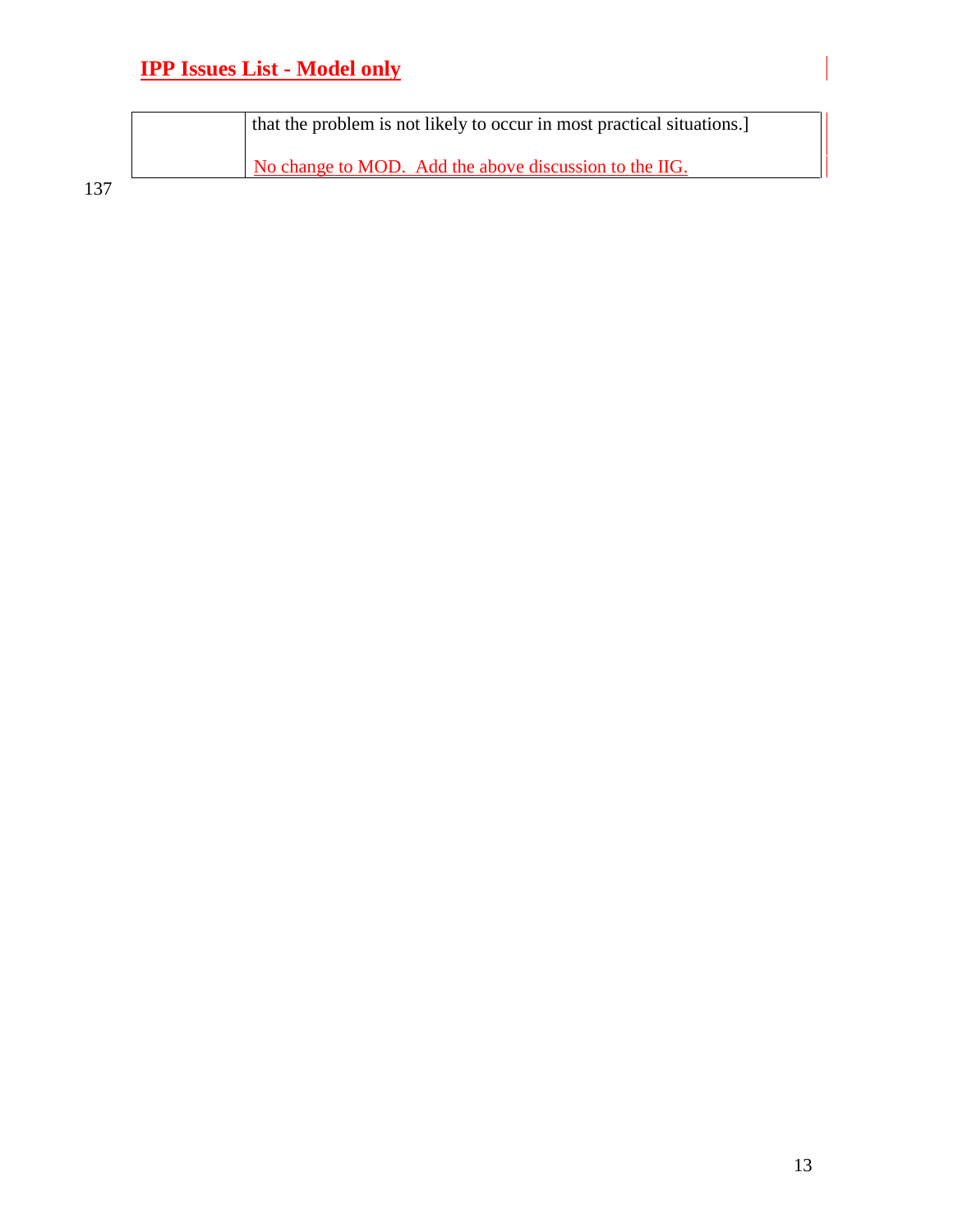| | |
|---|---|
| | that the problem is not likely to occur in most practical situations.]<br><br>No change to MOD. Add the above discussion to the IIG. |

137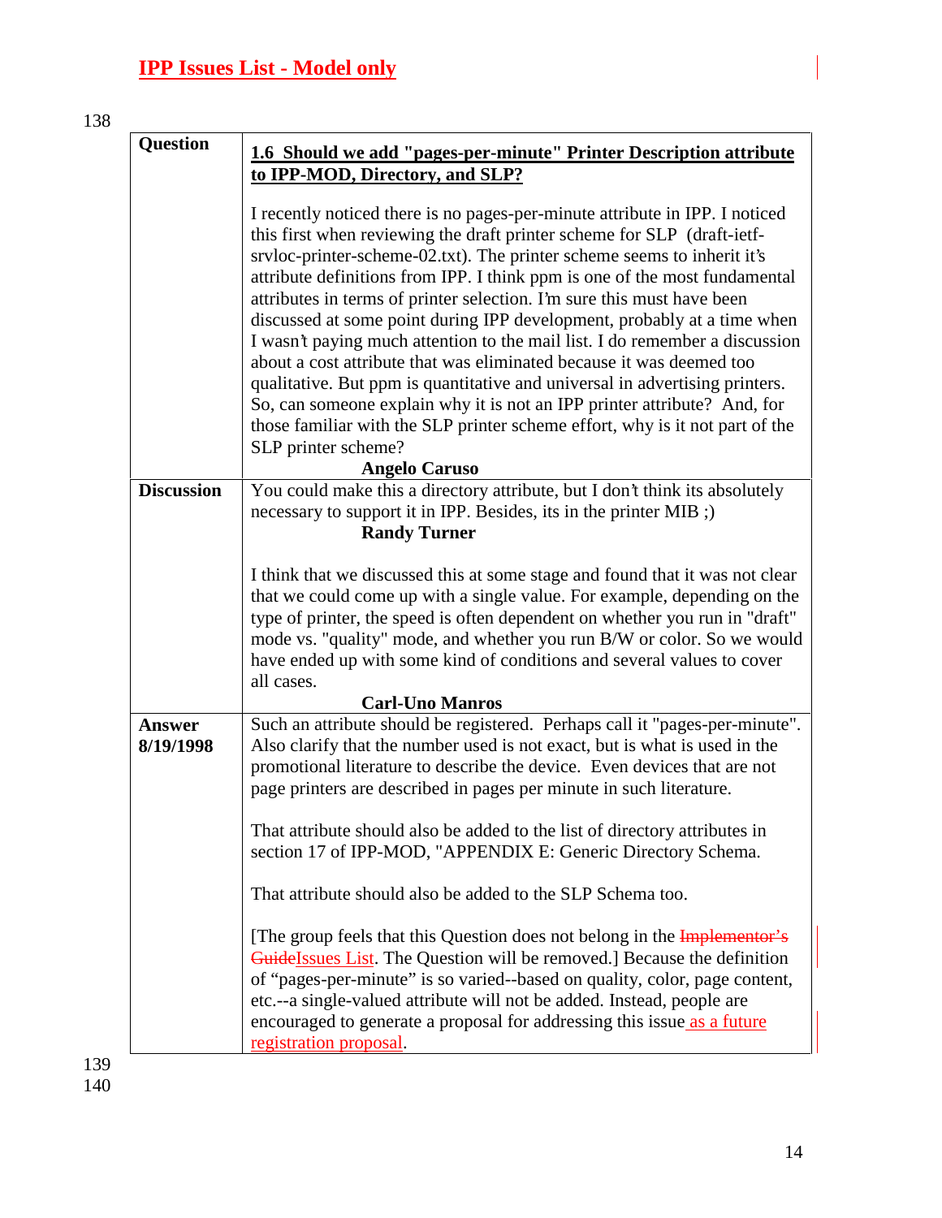138

| | |
|---|---|
| **Question** | **1.6 Should we add "pages-per-minute" Printer Description attribute to IPP-MOD, Directory, and SLP?**<br><br>I recently noticed there is no pages-per-minute attribute in IPP. I noticed this first when reviewing the draft printer scheme for SLP (draft-ietf-srvloc-printer-scheme-02.txt). The printer scheme seems to inherit it's attribute definitions from IPP. I think ppm is one of the most fundamental attributes in terms of printer selection. I'm sure this must have been discussed at some point during IPP development, probably at a time when I wasn't paying much attention to the mail list. I do remember a discussion about a cost attribute that was eliminated because it was deemed too qualitative. But ppm is quantitative and universal in advertising printers. So, can someone explain why it is not an IPP printer attribute? And, for those familiar with the SLP printer scheme effort, why is it not part of the SLP printer scheme?<br>**Angelo Caruso** |
| **Discussion** | You could make this a directory attribute, but I don't think its absolutely necessary to support it in IPP. Besides, its in the printer MIB ;)<br>**Randy Turner**<br><br>I think that we discussed this at some stage and found that it was not clear that we could come up with a single value. For example, depending on the type of printer, the speed is often dependent on whether you run in "draft" mode vs. "quality" mode, and whether you run B/W or color. So we would have ended up with some kind of conditions and several values to cover all cases.<br>**Carl-Uno Manros** |
| **Answer 8/19/1998** | Such an attribute should be registered. Perhaps call it "pages-per-minute". Also clarify that the number used is not exact, but is what is used in the promotional literature to describe the device. Even devices that are not page printers are described in pages per minute in such literature.<br><br>That attribute should also be added to the list of directory attributes in section 17 of IPP-MOD, "APPENDIX E: Generic Directory Schema.<br><br>That attribute should also be added to the SLP Schema too.<br><br>[The group feels that this Question does not belong in the ~~Implementor's Guide~~Issues List. The Question will be removed.] Because the definition of "pages-per-minute" is so varied--based on quality, color, page content, etc.--a single-valued attribute will not be added. Instead, people are encouraged to generate a proposal for addressing this issue as a future registration proposal. |

139
140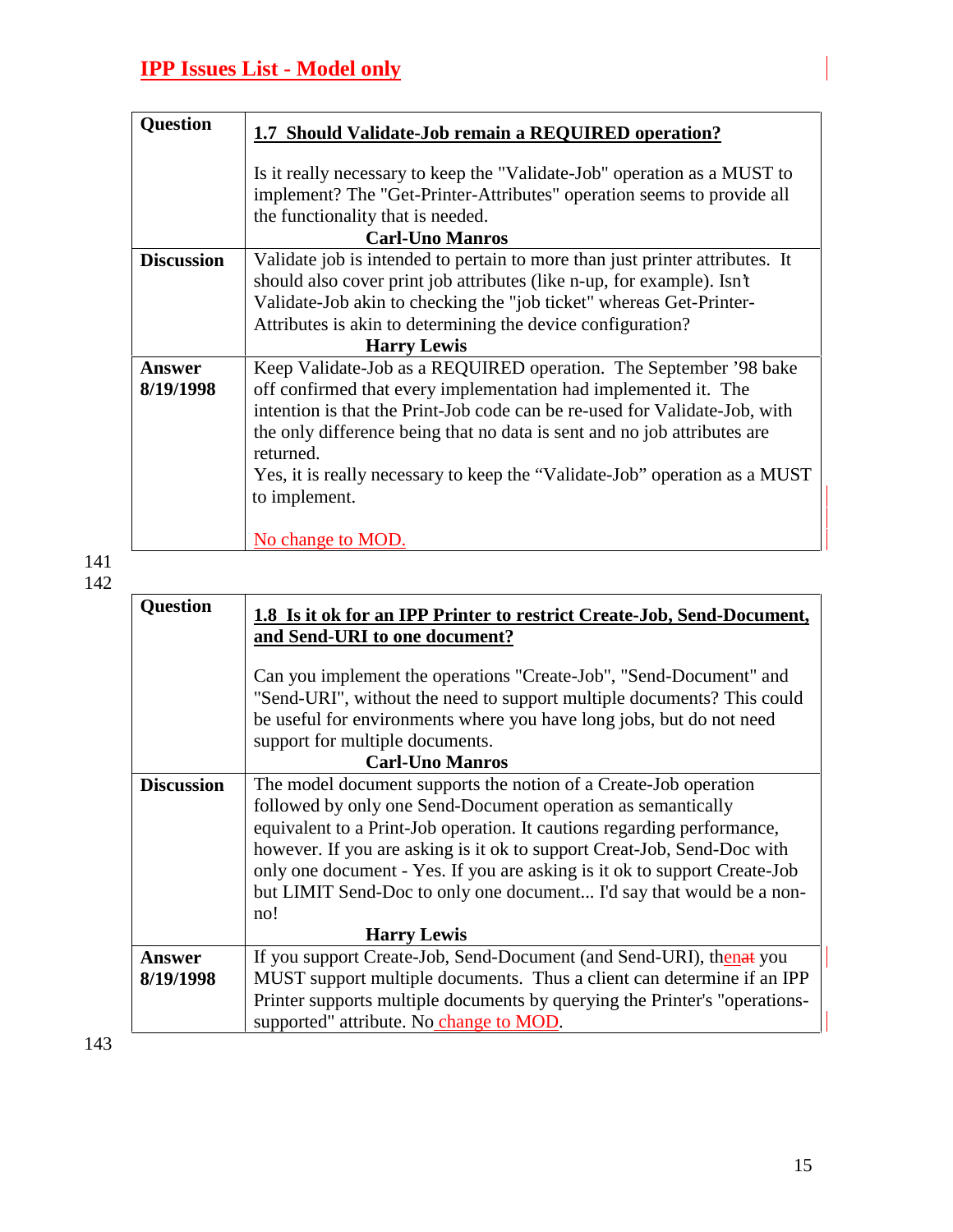## IPP Issues List - Model only

| | |
|---|---|
| **Question** | **1.7 Should Validate-Job remain a REQUIRED operation?**<br><br>Is it really necessary to keep the "Validate-Job" operation as a MUST to implement? The "Get-Printer-Attributes" operation seems to provide all the functionality that is needed.<br>**Carl-Uno Manros** |
| **Discussion** | Validate job is intended to pertain to more than just printer attributes. It should also cover print job attributes (like n-up, for example). Isn't Validate-Job akin to checking the "job ticket" whereas Get-Printer-Attributes is akin to determining the device configuration?<br>**Harry Lewis** |
| **Answer 8/19/1998** | Keep Validate-Job as a REQUIRED operation. The September '98 bake off confirmed that every implementation had implemented it. The intention is that the Print-Job code can be re-used for Validate-Job, with the only difference being that no data is sent and no job attributes are returned.<br>Yes, it is really necessary to keep the "Validate-Job" operation as a MUST to implement.<br><br>No change to MOD. |

| | |
|---|---|
| **Question** | **1.8 Is it ok for an IPP Printer to restrict Create-Job, Send-Document, and Send-URI to one document?**<br><br>Can you implement the operations "Create-Job", "Send-Document" and "Send-URI", without the need to support multiple documents? This could be useful for environments where you have long jobs, but do not need support for multiple documents.<br>**Carl-Uno Manros** |
| **Discussion** | The model document supports the notion of a Create-Job operation followed by only one Send-Document operation as semantically equivalent to a Print-Job operation. It cautions regarding performance, however. If you are asking is it ok to support Creat-Job, Send-Doc with only one document - Yes. If you are asking is it ok to support Create-Job but LIMIT Send-Doc to only one document... I'd say that would be a non-no!<br>**Harry Lewis** |
| **Answer 8/19/1998** | If you support Create-Job, Send-Document (and Send-URI), then you MUST support multiple documents. Thus a client can determine if an IPP Printer supports multiple documents by querying the Printer's "operations-supported" attribute. No change to MOD. |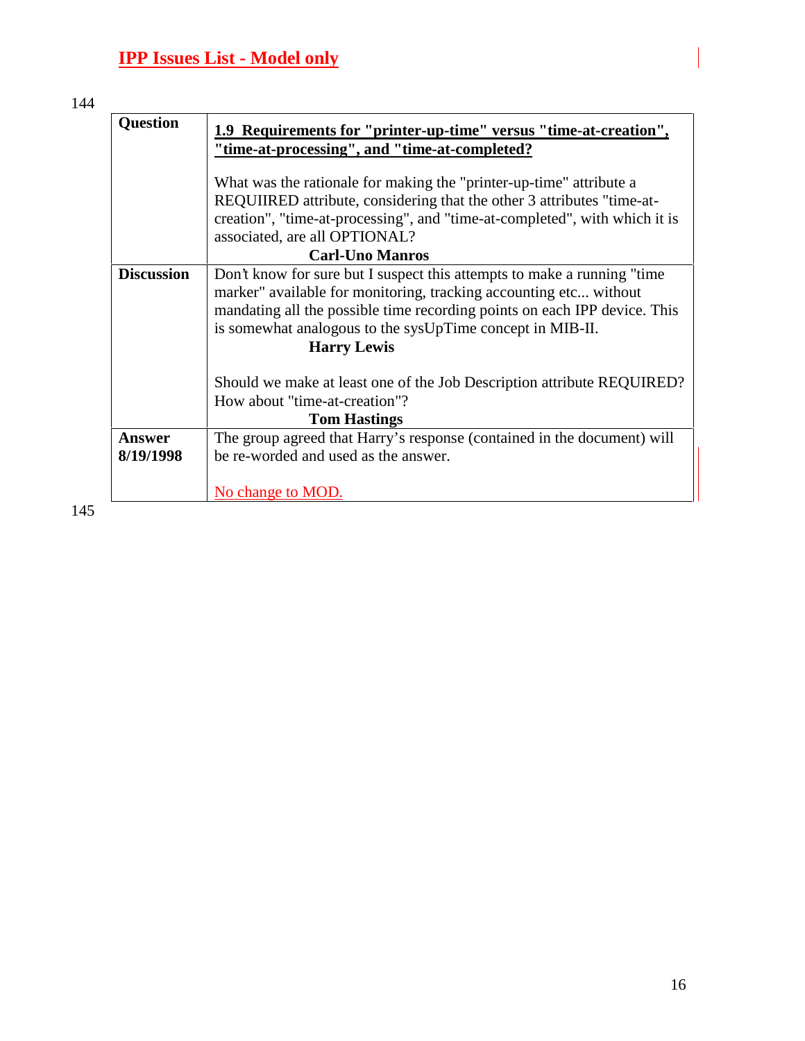144

| | |
|---|---|
| **Question** | **1.9 Requirements for "printer-up-time" versus "time-at-creation", "time-at-processing", and "time-at-completed?"**<br><br>What was the rationale for making the "printer-up-time" attribute a REQUIIRED attribute, considering that the other 3 attributes "time-at-creation", "time-at-processing", and "time-at-completed", with which it is associated, are all OPTIONAL?<br>**Carl-Uno Manros** |
| **Discussion** | Don't know for sure but I suspect this attempts to make a running "time marker" available for monitoring, tracking accounting etc... without mandating all the possible time recording points on each IPP device. This is somewhat analogous to the sysUpTime concept in MIB-II.<br>**Harry Lewis**<br><br>Should we make at least one of the Job Description attribute REQUIRED? How about "time-at-creation"?<br>**Tom Hastings** |
| **Answer 8/19/1998** | The group agreed that Harry's response (contained in the document) will be re-worded and used as the answer.<br><br>No change to MOD. |

145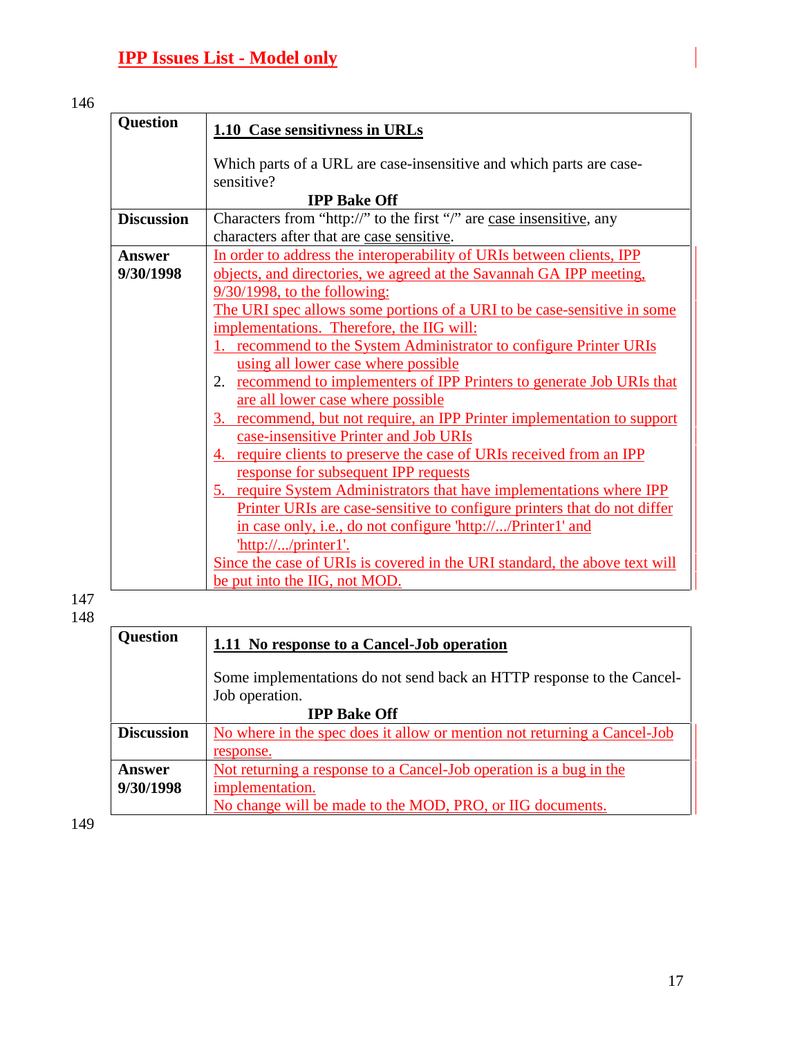| | |
|---|---|
| **Question** | **1.10 Case sensitivness in URLs**<br><br>Which parts of a URL are case-insensitive and which parts are case-sensitive?<br>**IPP Bake Off** |
| **Discussion** | Characters from "http://" to the first "/" are case insensitive, any characters after that are case sensitive. |
| **Answer 9/30/1998** | In order to address the interoperability of URIs between clients, IPP objects, and directories, we agreed at the Savannah GA IPP meeting, 9/30/1998, to the following:<br>The URI spec allows some portions of a URI to be case-sensitive in some implementations. Therefore, the IIG will:<br>1. recommend to the System Administrator to configure Printer URIs using all lower case where possible<br>2. recommend to implementers of IPP Printers to generate Job URIs that are all lower case where possible<br>3. recommend, but not require, an IPP Printer implementation to support case-insensitive Printer and Job URIs<br>4. require clients to preserve the case of URIs received from an IPP response for subsequent IPP requests<br>5. require System Administrators that have implementations where IPP Printer URIs are case-sensitive to configure printers that do not differ in case only, i.e., do not configure 'http://.../Printer1' and 'http://.../printer1'.<br>Since the case of URIs is covered in the URI standard, the above text will be put into the IIG, not MOD. |

| | |
|---|---|
| **Question** | **1.11 No response to a Cancel-Job operation**<br><br>Some implementations do not send back an HTTP response to the Cancel-Job operation.<br>**IPP Bake Off** |
| **Discussion** | No where in the spec does it allow or mention not returning a Cancel-Job response. |
| **Answer 9/30/1998** | Not returning a response to a Cancel-Job operation is a bug in the implementation.<br>No change will be made to the MOD, PRO, or IIG documents. |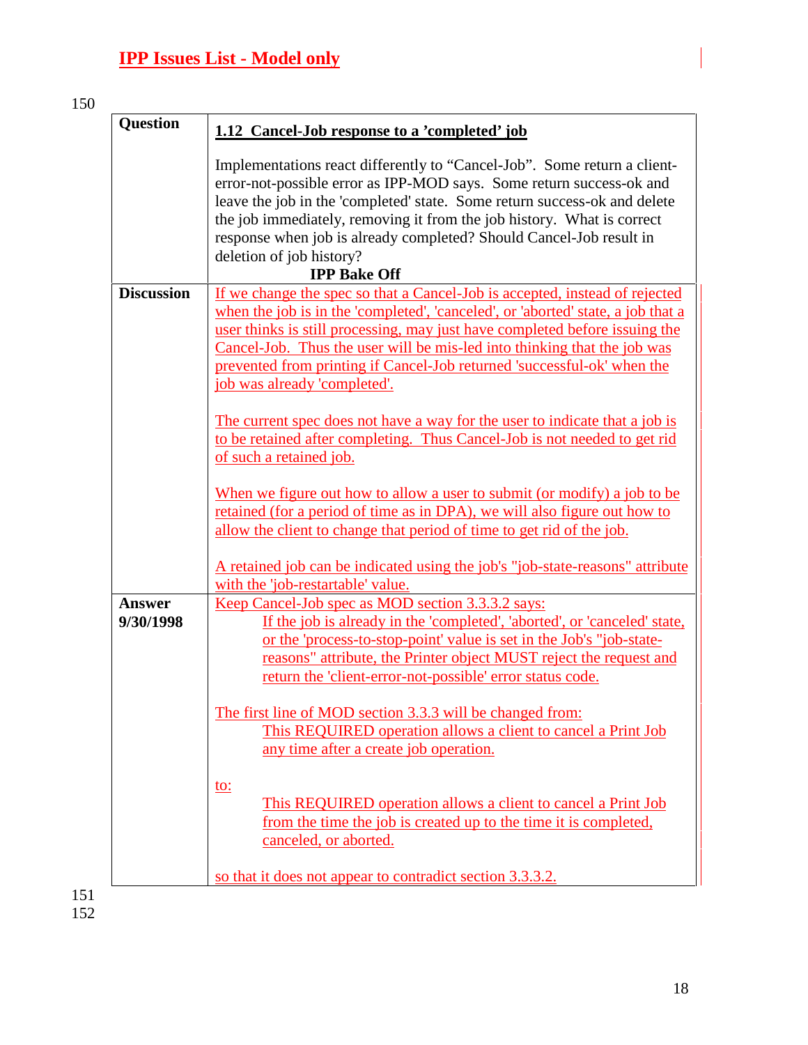# IPP Issues List - Model only

150

| | |
|---|---|
| **Question** | **1.12 Cancel-Job response to a 'completed' job**<br><br>Implementations react differently to "Cancel-Job". Some return a client-error-not-possible error as IPP-MOD says. Some return success-ok and leave the job in the 'completed' state. Some return success-ok and delete the job immediately, removing it from the job history. What is correct response when job is already completed? Should Cancel-Job result in deletion of job history?<br>**IPP Bake Off** |
| **Discussion** | If we change the spec so that a Cancel-Job is accepted, instead of rejected when the job is in the 'completed', 'canceled', or 'aborted' state, a job that a user thinks is still processing, may just have completed before issuing the Cancel-Job. Thus the user will be mis-led into thinking that the job was prevented from printing if Cancel-Job returned 'successful-ok' when the job was already 'completed'.<br><br>The current spec does not have a way for the user to indicate that a job is to be retained after completing. Thus Cancel-Job is not needed to get rid of such a retained job.<br><br>When we figure out how to allow a user to submit (or modify) a job to be retained (for a period of time as in DPA), we will also figure out how to allow the client to change that period of time to get rid of the job.<br><br>A retained job can be indicated using the job's "job-state-reasons" attribute with the 'job-restartable' value. |
| **Answer 9/30/1998** | Keep Cancel-Job spec as MOD section 3.3.3.2 says:<br>If the job is already in the 'completed', 'aborted', or 'canceled' state, or the 'process-to-stop-point' value is set in the Job's "job-state-reasons" attribute, the Printer object MUST reject the request and return the 'client-error-not-possible' error status code.<br><br>The first line of MOD section 3.3.3 will be changed from:<br>This REQUIRED operation allows a client to cancel a Print Job any time after a create job operation.<br><br>to:<br>This REQUIRED operation allows a client to cancel a Print Job from the time the job is created up to the time it is completed, canceled, or aborted.<br><br>so that it does not appear to contradict section 3.3.3.2. |

151
152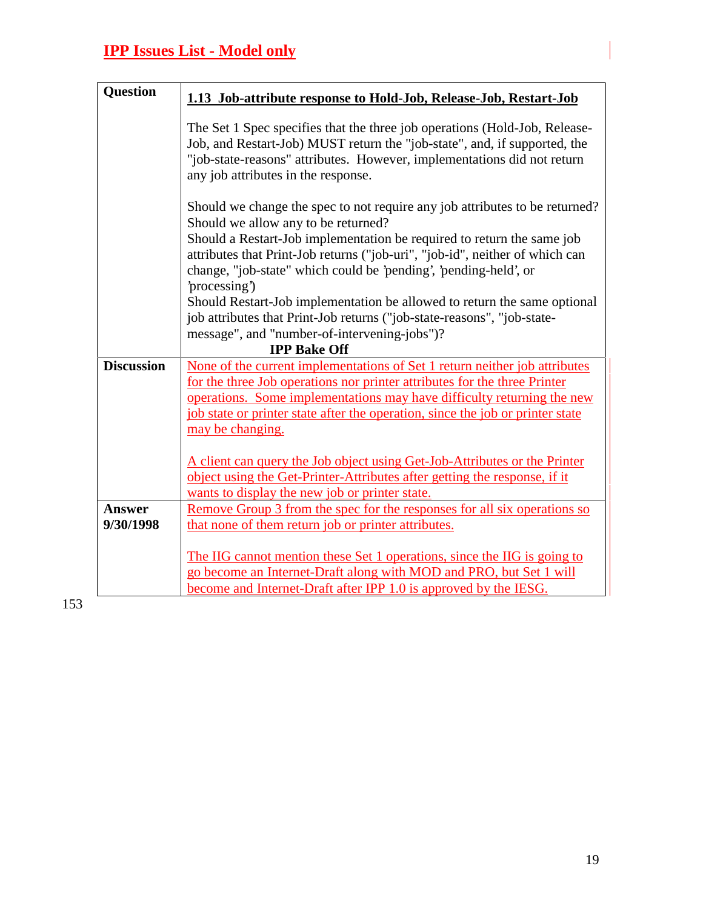## IPP Issues List - Model only

| | |
|---|---|
| **Question** | **1.13 Job-attribute response to Hold-Job, Release-Job, Restart-Job**<br><br>The Set 1 Spec specifies that the three job operations (Hold-Job, Release-Job, and Restart-Job) MUST return the "job-state", and, if supported, the "job-state-reasons" attributes. However, implementations did not return any job attributes in the response.<br><br>Should we change the spec to not require any job attributes to be returned? Should we allow any to be returned?<br>Should a Restart-Job implementation be required to return the same job attributes that Print-Job returns ("job-uri", "job-id", neither of which can change, "job-state" which could be 'pending', 'pending-held', or 'processing')<br>Should Restart-Job implementation be allowed to return the same optional job attributes that Print-Job returns ("job-state-reasons", "job-state-message", and "number-of-intervening-jobs")?<br>**IPP Bake Off** |
| **Discussion** | None of the current implementations of Set 1 return neither job attributes for the three Job operations nor printer attributes for the three Printer operations. Some implementations may have difficulty returning the new job state or printer state after the operation, since the job or printer state may be changing.<br><br>A client can query the Job object using Get-Job-Attributes or the Printer object using the Get-Printer-Attributes after getting the response, if it wants to display the new job or printer state. |
| **Answer 9/30/1998** | Remove Group 3 from the spec for the responses for all six operations so that none of them return job or printer attributes.<br><br>The IIG cannot mention these Set 1 operations, since the IIG is going to go become an Internet-Draft along with MOD and PRO, but Set 1 will become and Internet-Draft after IPP 1.0 is approved by the IESG. |

153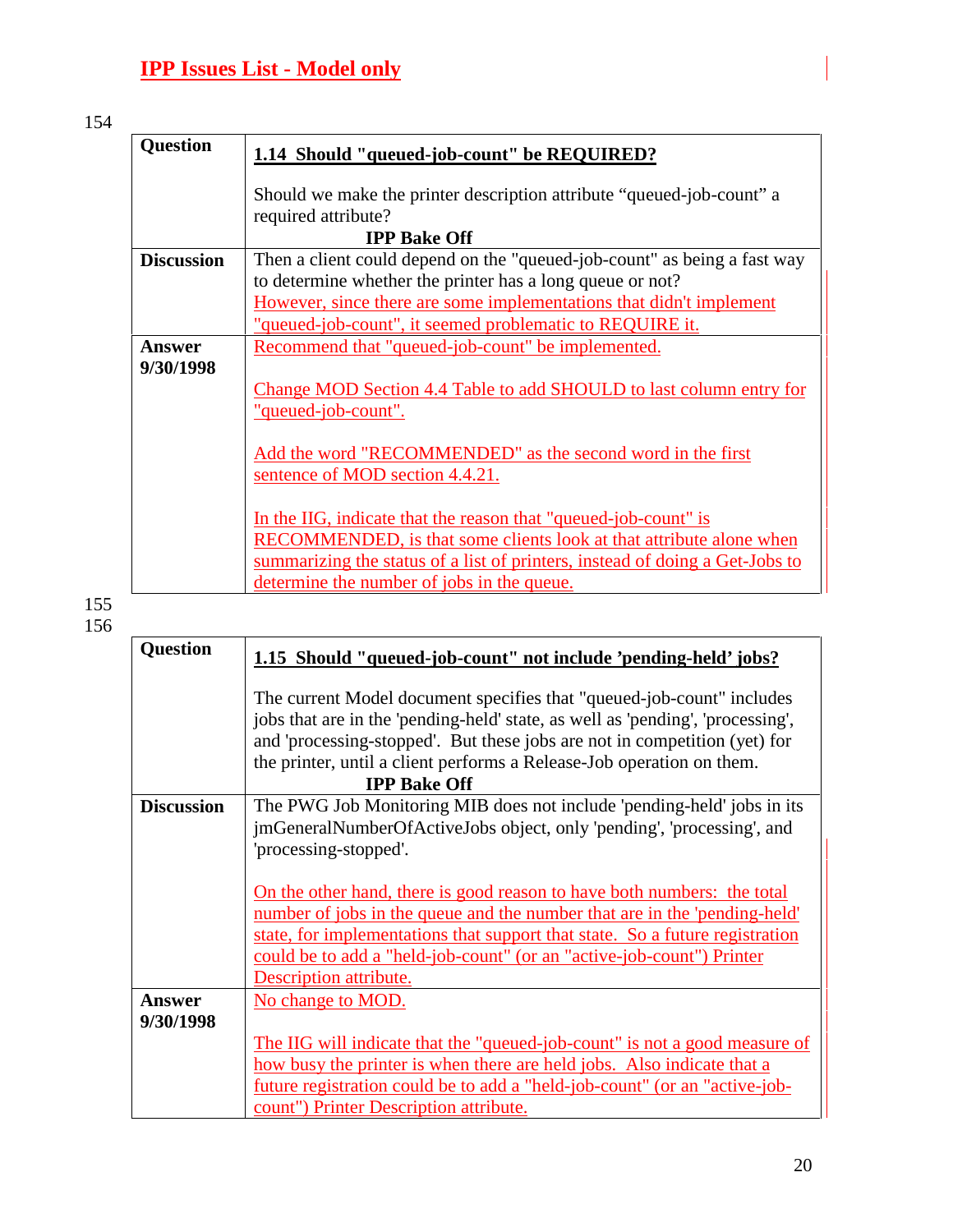## IPP Issues List - Model only

154

| | |
|---|---|
| **Question** | **1.14 Should "queued-job-count" be REQUIRED?**<br><br>Should we make the printer description attribute "queued-job-count" a required attribute?<br>**IPP Bake Off** |
| **Discussion** | Then a client could depend on the "queued-job-count" as being a fast way to determine whether the printer has a long queue or not?<br>However, since there are some implementations that didn't implement "queued-job-count", it seemed problematic to REQUIRE it. |
| **Answer 9/30/1998** | Recommend that "queued-job-count" be implemented.<br><br>Change MOD Section 4.4 Table to add SHOULD to last column entry for "queued-job-count".<br><br>Add the word "RECOMMENDED" as the second word in the first sentence of MOD section 4.4.21.<br><br>In the IIG, indicate that the reason that "queued-job-count" is RECOMMENDED, is that some clients look at that attribute alone when summarizing the status of a list of printers, instead of doing a Get-Jobs to determine the number of jobs in the queue. |

155

156

| | |
|---|---|
| **Question** | **1.15 Should "queued-job-count" not include 'pending-held' jobs?**<br><br>The current Model document specifies that "queued-job-count" includes jobs that are in the 'pending-held' state, as well as 'pending', 'processing', and 'processing-stopped'. But these jobs are not in competition (yet) for the printer, until a client performs a Release-Job operation on them.<br>**IPP Bake Off** |
| **Discussion** | The PWG Job Monitoring MIB does not include 'pending-held' jobs in its jmGeneralNumberOfActiveJobs object, only 'pending', 'processing', and 'processing-stopped'.<br><br>On the other hand, there is good reason to have both numbers: the total number of jobs in the queue and the number that are in the 'pending-held' state, for implementations that support that state. So a future registration could be to add a "held-job-count" (or an "active-job-count") Printer Description attribute. |
| **Answer 9/30/1998** | No change to MOD.<br><br>The IIG will indicate that the "queued-job-count" is not a good measure of how busy the printer is when there are held jobs. Also indicate that a future registration could be to add a "held-job-count" (or an "active-job-count") Printer Description attribute. |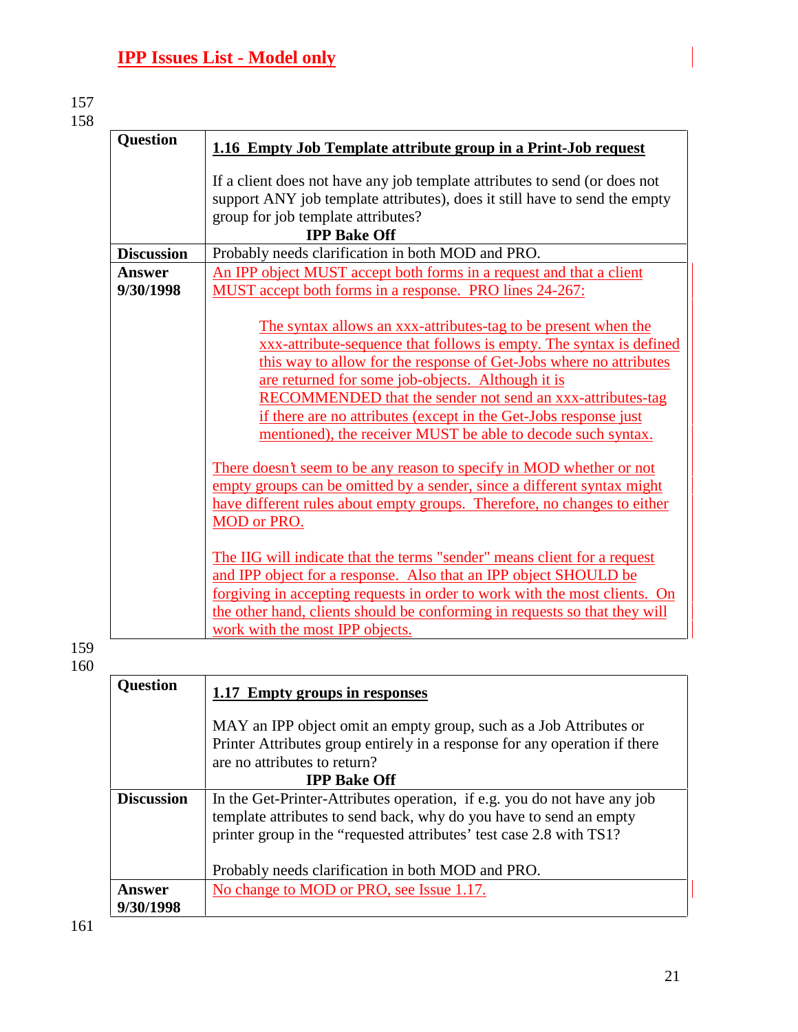| Question | **1.16 Empty Job Template attribute group in a Print-Job request**<br><br>If a client does not have any job template attributes to send (or does not support ANY job template attributes), does it still have to send the empty group for job template attributes?<br>**IPP Bake Off** |
|---|---|
| **Discussion** | Probably needs clarification in both MOD and PRO. |
| **Answer 9/30/1998** | An IPP object MUST accept both forms in a request and that a client MUST accept both forms in a response. PRO lines 24-267:<br><br>The syntax allows an xxx-attributes-tag to be present when the xxx-attribute-sequence that follows is empty. The syntax is defined this way to allow for the response of Get-Jobs where no attributes are returned for some job-objects. Although it is RECOMMENDED that the sender not send an xxx-attributes-tag if there are no attributes (except in the Get-Jobs response just mentioned), the receiver MUST be able to decode such syntax.<br><br>There doesn't seem to be any reason to specify in MOD whether or not empty groups can be omitted by a sender, since a different syntax might have different rules about empty groups. Therefore, no changes to either MOD or PRO.<br><br>The IIG will indicate that the terms "sender" means client for a request and IPP object for a response. Also that an IPP object SHOULD be forgiving in accepting requests in order to work with the most clients. On the other hand, clients should be conforming in requests so that they will work with the most IPP objects. |

| Question | **1.17 Empty groups in responses**<br><br>MAY an IPP object omit an empty group, such as a Job Attributes or Printer Attributes group entirely in a response for any operation if there are no attributes to return?<br>**IPP Bake Off** |
|---|---|
| **Discussion** | In the Get-Printer-Attributes operation, if e.g. you do not have any job template attributes to send back, why do you have to send an empty printer group in the "requested attributes' test case 2.8 with TS1?<br><br>Probably needs clarification in both MOD and PRO. |
| **Answer 9/30/1998** | No change to MOD or PRO, see Issue 1.17. |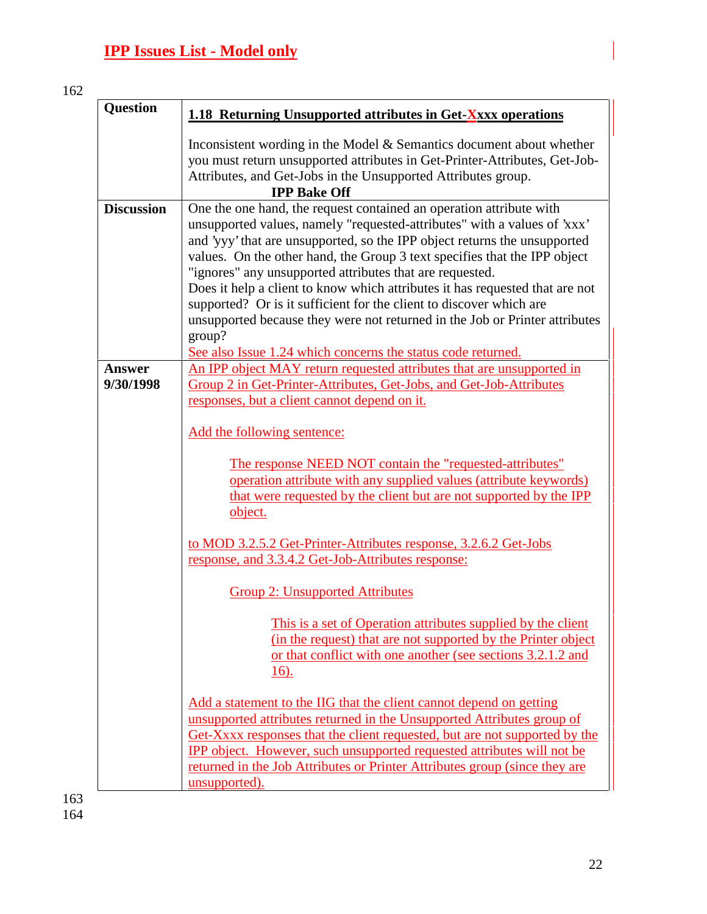# IPP Issues List - Model only

162

| | |
|---|---|
| **Question** | **1.18 Returning Unsupported attributes in Get-Xxxx operations**<br><br>Inconsistent wording in the Model & Semantics document about whether you must return unsupported attributes in Get-Printer-Attributes, Get-Job-Attributes, and Get-Jobs in the Unsupported Attributes group.<br>**IPP Bake Off** |
| **Discussion** | One the one hand, the request contained an operation attribute with unsupported values, namely "requested-attributes" with a values of 'xxx' and 'yyy' that are unsupported, so the IPP object returns the unsupported values. On the other hand, the Group 3 text specifies that the IPP object "ignores" any unsupported attributes that are requested.<br>Does it help a client to know which attributes it has requested that are not supported? Or is it sufficient for the client to discover which are unsupported because they were not returned in the Job or Printer attributes group?<br>See also Issue 1.24 which concerns the status code returned. |
| **Answer 9/30/1998** | An IPP object MAY return requested attributes that are unsupported in Group 2 in Get-Printer-Attributes, Get-Jobs, and Get-Job-Attributes responses, but a client cannot depend on it.<br><br>Add the following sentence:<br><br>The response NEED NOT contain the "requested-attributes" operation attribute with any supplied values (attribute keywords) that were requested by the client but are not supported by the IPP object.<br><br>to MOD 3.2.5.2 Get-Printer-Attributes response, 3.2.6.2 Get-Jobs response, and 3.3.4.2 Get-Job-Attributes response:<br><br>Group 2: Unsupported Attributes<br><br>This is a set of Operation attributes supplied by the client (in the request) that are not supported by the Printer object or that conflict with one another (see sections 3.2.1.2 and 16).<br><br>Add a statement to the IIG that the client cannot depend on getting unsupported attributes returned in the Unsupported Attributes group of Get-Xxxx responses that the client requested, but are not supported by the IPP object. However, such unsupported requested attributes will not be returned in the Job Attributes or Printer Attributes group (since they are unsupported). |

163
164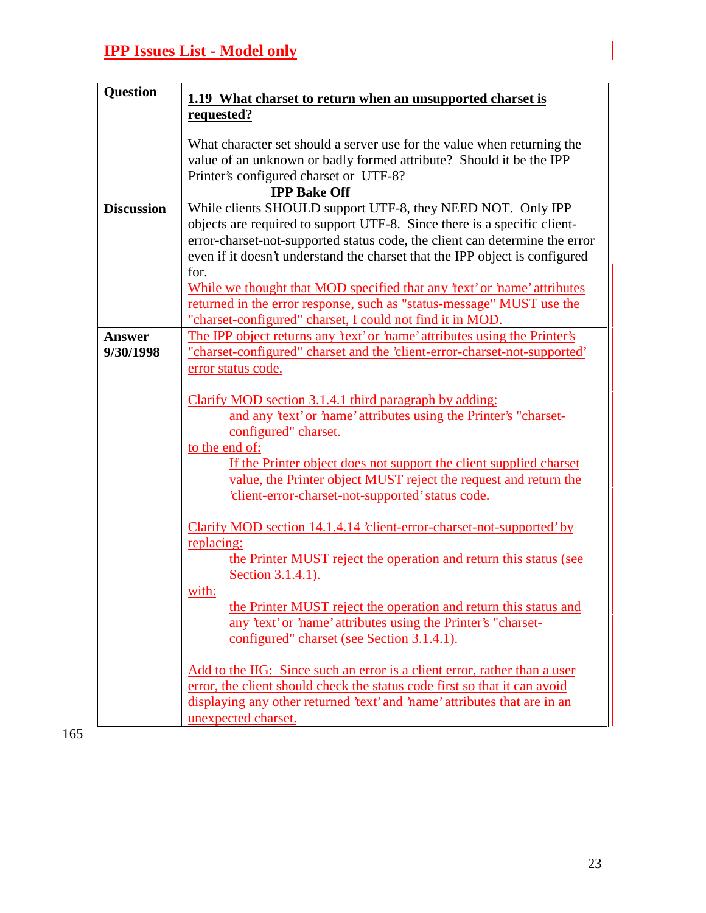## IPP Issues List - Model only

| | |
|---|---|
| **Question** | **1.19 What charset to return when an unsupported charset is requested?**<br><br>What character set should a server use for the value when returning the value of an unknown or badly formed attribute? Should it be the IPP Printer's configured charset or UTF-8?<br>**IPP Bake Off** |
| **Discussion** | While clients SHOULD support UTF-8, they NEED NOT. Only IPP objects are required to support UTF-8. Since there is a specific client-error-charset-not-supported status code, the client can determine the error even if it doesn't understand the charset that the IPP object is configured for.<br>While we thought that MOD specified that any 'text' or 'name' attributes returned in the error response, such as "status-message" MUST use the "charset-configured" charset, I could not find it in MOD. |
| **Answer 9/30/1998** | The IPP object returns any 'text' or 'name' attributes using the Printer's "charset-configured" charset and the 'client-error-charset-not-supported' error status code.<br><br>Clarify MOD section 3.1.4.1 third paragraph by adding:<br>&nbsp;&nbsp;&nbsp;&nbsp;and any 'text' or 'name' attributes using the Printer's "charset-configured" charset.<br>to the end of:<br>&nbsp;&nbsp;&nbsp;&nbsp;If the Printer object does not support the client supplied charset value, the Printer object MUST reject the request and return the 'client-error-charset-not-supported' status code.<br><br>Clarify MOD section 14.1.4.14 'client-error-charset-not-supported' by replacing:<br>&nbsp;&nbsp;&nbsp;&nbsp;the Printer MUST reject the operation and return this status (see Section 3.1.4.1).<br>with:<br>&nbsp;&nbsp;&nbsp;&nbsp;the Printer MUST reject the operation and return this status and any 'text' or 'name' attributes using the Printer's "charset-configured" charset (see Section 3.1.4.1).<br><br>Add to the IIG: Since such an error is a client error, rather than a user error, the client should check the status code first so that it can avoid displaying any other returned 'text' and 'name' attributes that are in an unexpected charset. |

165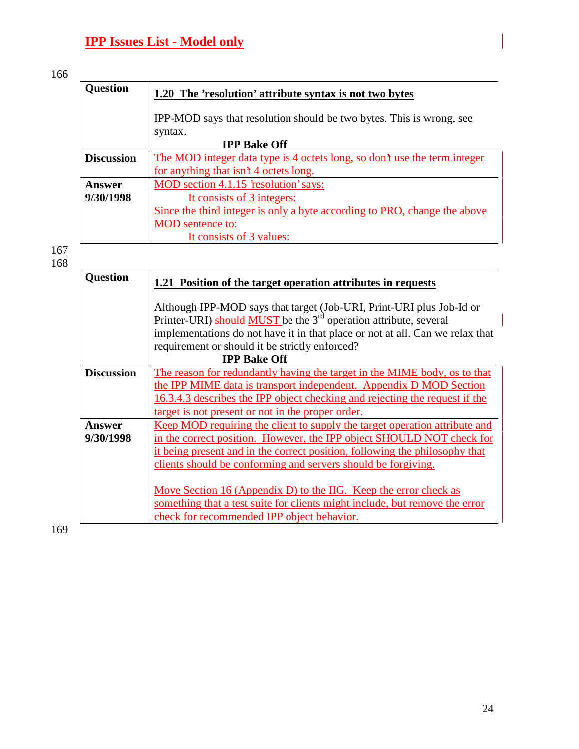# IPP Issues List - Model only

166

| | |
|---|---|
| **Question** | **1.20 The 'resolution' attribute syntax is not two bytes**<br><br>IPP-MOD says that resolution should be two bytes. This is wrong, see syntax.<br>**IPP Bake Off** |
| **Discussion** | The MOD integer data type is 4 octets long, so don't use the term integer for anything that isn't 4 octets long. |
| **Answer 9/30/1998** | MOD section 4.1.15 'resolution' says:<br>It consists of 3 integers:<br>Since the third integer is only a byte according to PRO, change the above MOD sentence to:<br>It consists of 3 values: |

167

168

| | |
|---|---|
| **Question** | **1.21 Position of the target operation attributes in requests**<br><br>Although IPP-MOD says that target (Job-URI, Print-URI plus Job-Id or Printer-URI) ~~should~~ MUST be the 3rd operation attribute, several implementations do not have it in that place or not at all. Can we relax that requirement or should it be strictly enforced?<br>**IPP Bake Off** |
| **Discussion** | The reason for redundantly having the target in the MIME body, os to that the IPP MIME data is transport independent. Appendix D MOD Section 16.3.4.3 describes the IPP object checking and rejecting the request if the target is not present or not in the proper order. |
| **Answer 9/30/1998** | Keep MOD requiring the client to supply the target operation attribute and in the correct position. However, the IPP object SHOULD NOT check for it being present and in the correct position, following the philosophy that clients should be conforming and servers should be forgiving.<br><br>Move Section 16 (Appendix D) to the IIG. Keep the error check as something that a test suite for clients might include, but remove the error check for recommended IPP object behavior. |

169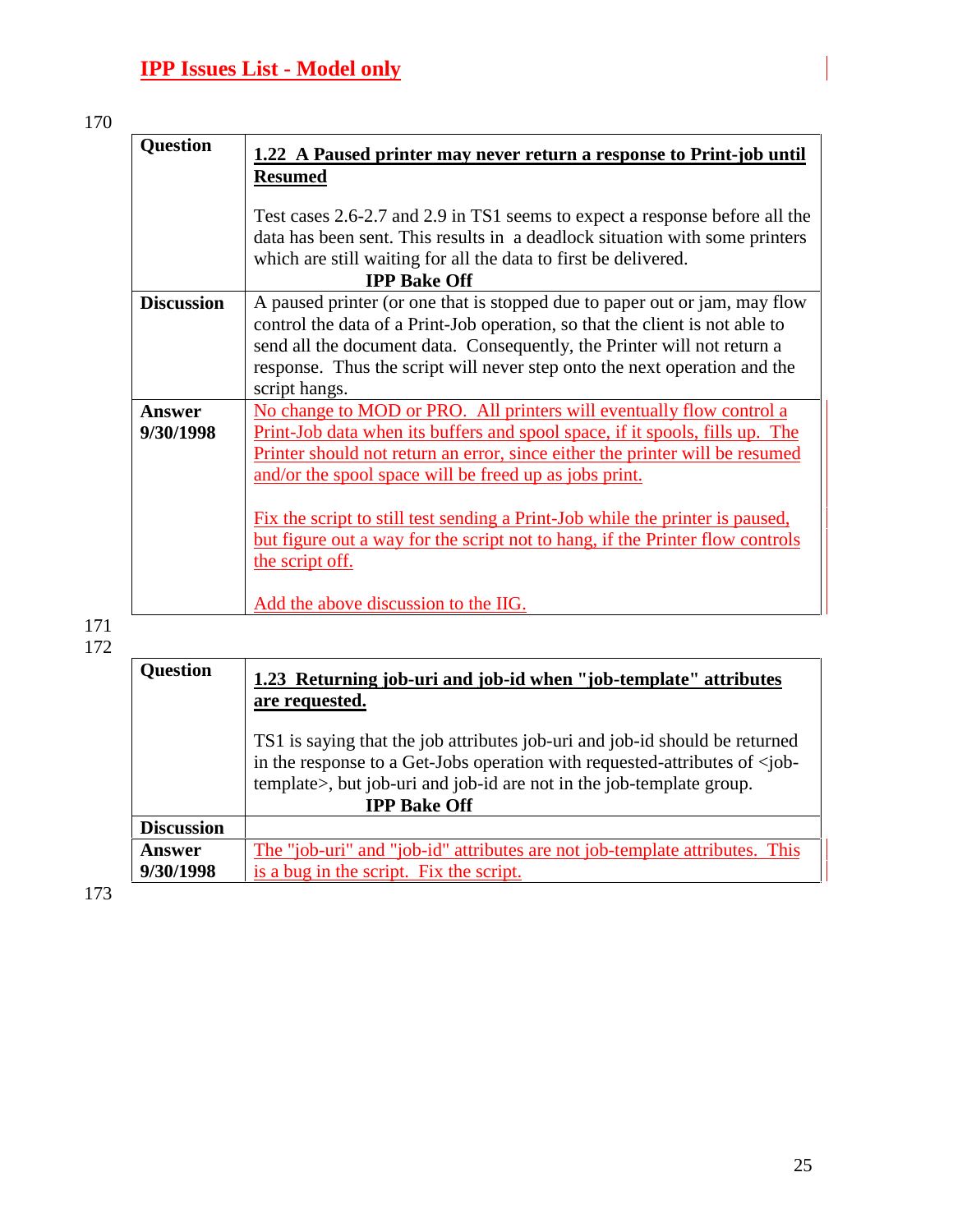170

| | |
|---|---|
| **Question** | **1.22 A Paused printer may never return a response to Print-job until Resumed**<br><br>Test cases 2.6-2.7 and 2.9 in TS1 seems to expect a response before all the data has been sent. This results in a deadlock situation with some printers which are still waiting for all the data to first be delivered.<br>**IPP Bake Off** |
| **Discussion** | A paused printer (or one that is stopped due to paper out or jam, may flow control the data of a Print-Job operation, so that the client is not able to send all the document data. Consequently, the Printer will not return a response. Thus the script will never step onto the next operation and the script hangs. |
| **Answer 9/30/1998** | No change to MOD or PRO. All printers will eventually flow control a Print-Job data when its buffers and spool space, if it spools, fills up. The Printer should not return an error, since either the printer will be resumed and/or the spool space will be freed up as jobs print.<br><br>Fix the script to still test sending a Print-Job while the printer is paused, but figure out a way for the script not to hang, if the Printer flow controls the script off.<br><br>Add the above discussion to the IIG. |

171

172

| | |
|---|---|
| **Question** | **1.23 Returning job-uri and job-id when "job-template" attributes are requested.**<br><br>TS1 is saying that the job attributes job-uri and job-id should be returned in the response to a Get-Jobs operation with requested-attributes of <job-template>, but job-uri and job-id are not in the job-template group.<br>**IPP Bake Off** |
| **Discussion** | |
| **Answer 9/30/1998** | The "job-uri" and "job-id" attributes are not job-template attributes. This is a bug in the script. Fix the script. |

173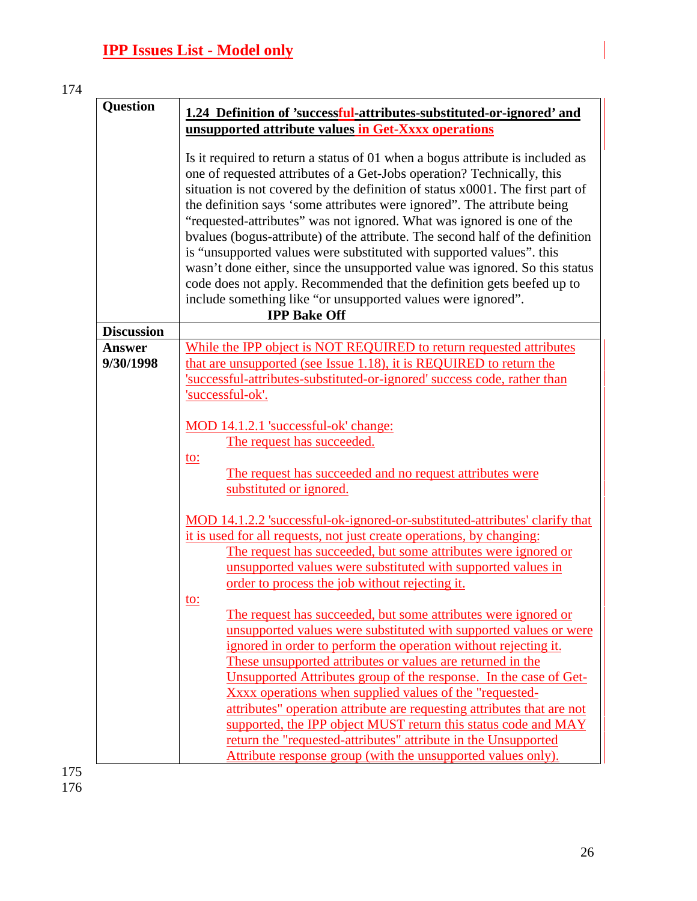174

| | |
|---|---|
| **Question** | **1.24 Definition of 'successful-attributes-substituted-or-ignored' and unsupported attribute values in Get-Xxxx operations**<br><br>Is it required to return a status of 01 when a bogus attribute is included as one of requested attributes of a Get-Jobs operation? Technically, this situation is not covered by the definition of status x0001. The first part of the definition says 'some attributes were ignored". The attribute being "requested-attributes" was not ignored. What was ignored is one of the bvalues (bogus-attribute) of the attribute. The second half of the definition is "unsupported values were substituted with supported values". this wasn't done either, since the unsupported value was ignored. So this status code does not apply. Recommended that the definition gets beefed up to include something like "or unsupported values were ignored".<br>**IPP Bake Off** |
| **Discussion** | |
| **Answer 9/30/1998** | While the IPP object is NOT REQUIRED to return requested attributes that are unsupported (see Issue 1.18), it is REQUIRED to return the 'successful-attributes-substituted-or-ignored' success code, rather than 'successful-ok'.<br><br>MOD 14.1.2.1 'successful-ok' change:<br>The request has succeeded.<br>to:<br>The request has succeeded and no request attributes were substituted or ignored.<br><br>MOD 14.1.2.2 'successful-ok-ignored-or-substituted-attributes' clarify that it is used for all requests, not just create operations, by changing:<br>The request has succeeded, but some attributes were ignored or unsupported values were substituted with supported values in order to process the job without rejecting it.<br>to:<br>The request has succeeded, but some attributes were ignored or unsupported values were substituted with supported values or were ignored in order to perform the operation without rejecting it. These unsupported attributes or values are returned in the Unsupported Attributes group of the response. In the case of Get-Xxxx operations when supplied values of the "requested-attributes" operation attribute are requesting attributes that are not supported, the IPP object MUST return this status code and MAY return the "requested-attributes" attribute in the Unsupported Attribute response group (with the unsupported values only). |

175
176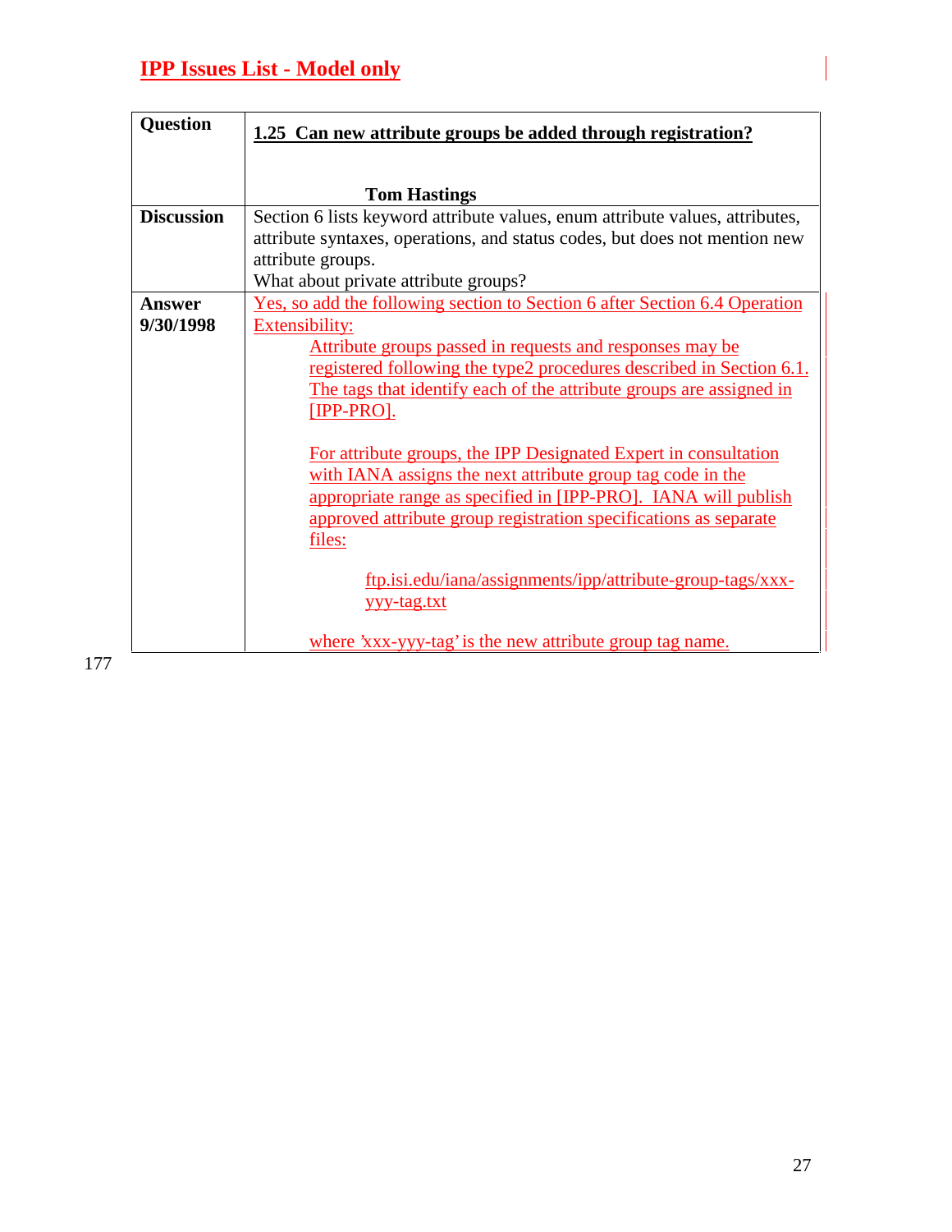# IPP Issues List - Model only

| | |
|---|---|
| **Question** | **1.25 Can new attribute groups be added through registration?**<br><br>**Tom Hastings** |
| **Discussion** | Section 6 lists keyword attribute values, enum attribute values, attributes, attribute syntaxes, operations, and status codes, but does not mention new attribute groups.<br>What about private attribute groups? |
| **Answer 9/30/1998** | Yes, so add the following section to Section 6 after Section 6.4 Operation Extensibility:<br>Attribute groups passed in requests and responses may be registered following the type2 procedures described in Section 6.1. The tags that identify each of the attribute groups are assigned in [IPP-PRO].<br><br>For attribute groups, the IPP Designated Expert in consultation with IANA assigns the next attribute group tag code in the appropriate range as specified in [IPP-PRO]. IANA will publish approved attribute group registration specifications as separate files:<br><br>ftp.isi.edu/iana/assignments/ipp/attribute-group-tags/xxx-yyy-tag.txt<br><br>where 'xxx-yyy-tag' is the new attribute group tag name. |

177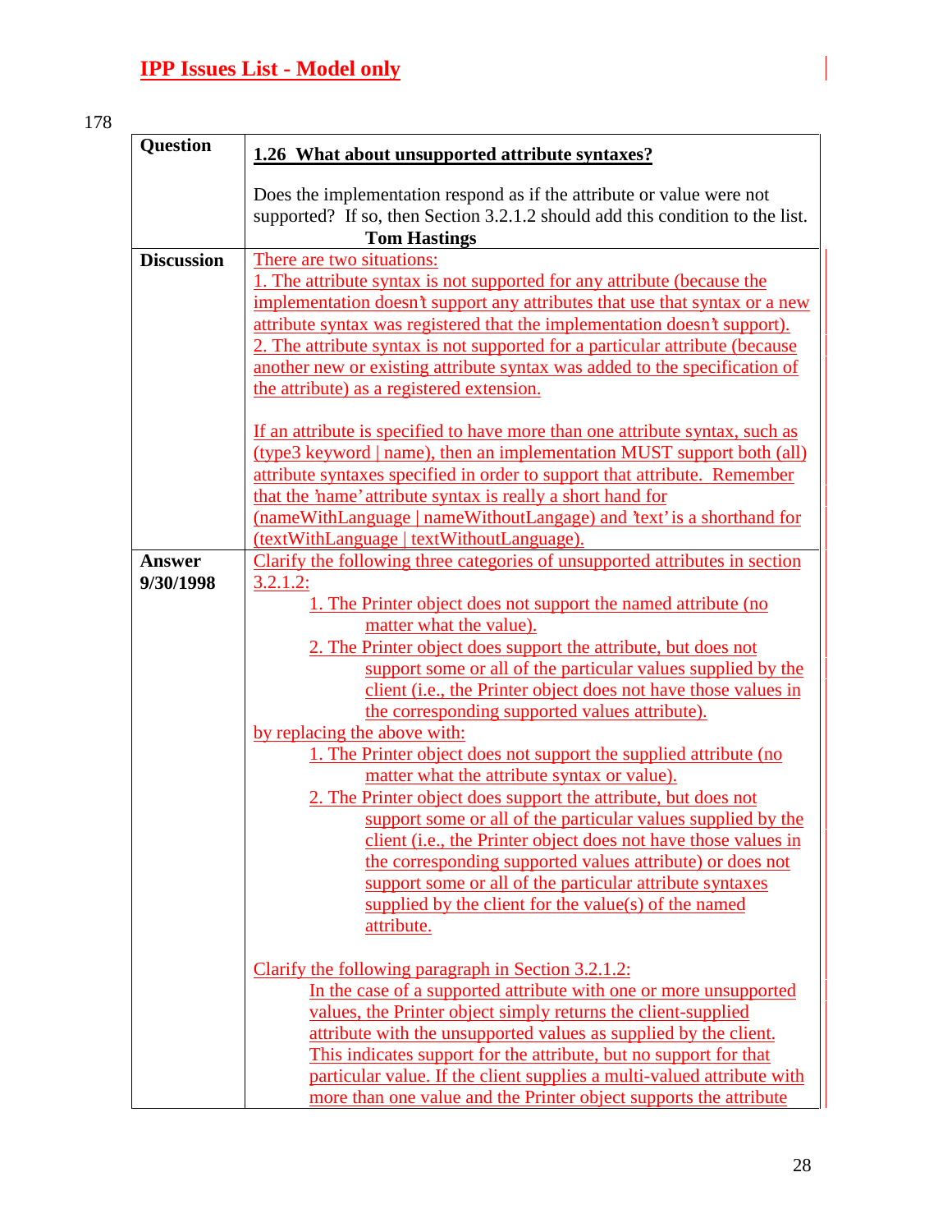178

| | |
|---|---|
| **Question** | **1.26 What about unsupported attribute syntaxes?**<br><br>Does the implementation respond as if the attribute or value were not supported? If so, then Section 3.2.1.2 should add this condition to the list. **Tom Hastings** |
| **Discussion** | There are two situations:<br>1. The attribute syntax is not supported for any attribute (because the implementation doesn't support any attributes that use that syntax or a new attribute syntax was registered that the implementation doesn't support).<br>2. The attribute syntax is not supported for a particular attribute (because another new or existing attribute syntax was added to the specification of the attribute) as a registered extension.<br><br>If an attribute is specified to have more than one attribute syntax, such as (type3 keyword \| name), then an implementation MUST support both (all) attribute syntaxes specified in order to support that attribute. Remember that the 'name' attribute syntax is really a short hand for (nameWithLanguage \| nameWithoutLangage) and 'text' is a shorthand for (textWithLanguage \| textWithoutLanguage). |
| **Answer 9/30/1998** | Clarify the following three categories of unsupported attributes in section 3.2.1.2:<br>1. The Printer object does not support the named attribute (no matter what the value).<br>2. The Printer object does support the attribute, but does not support some or all of the particular values supplied by the client (i.e., the Printer object does not have those values in the corresponding supported values attribute).<br>by replacing the above with:<br>1. The Printer object does not support the supplied attribute (no matter what the attribute syntax or value).<br>2. The Printer object does support the attribute, but does not support some or all of the particular values supplied by the client (i.e., the Printer object does not have those values in the corresponding supported values attribute) or does not support some or all of the particular attribute syntaxes supplied by the client for the value(s) of the named attribute.<br><br>Clarify the following paragraph in Section 3.2.1.2:<br>In the case of a supported attribute with one or more unsupported values, the Printer object simply returns the client-supplied attribute with the unsupported values as supplied by the client. This indicates support for the attribute, but no support for that particular value. If the client supplies a multi-valued attribute with more than one value and the Printer object supports the attribute |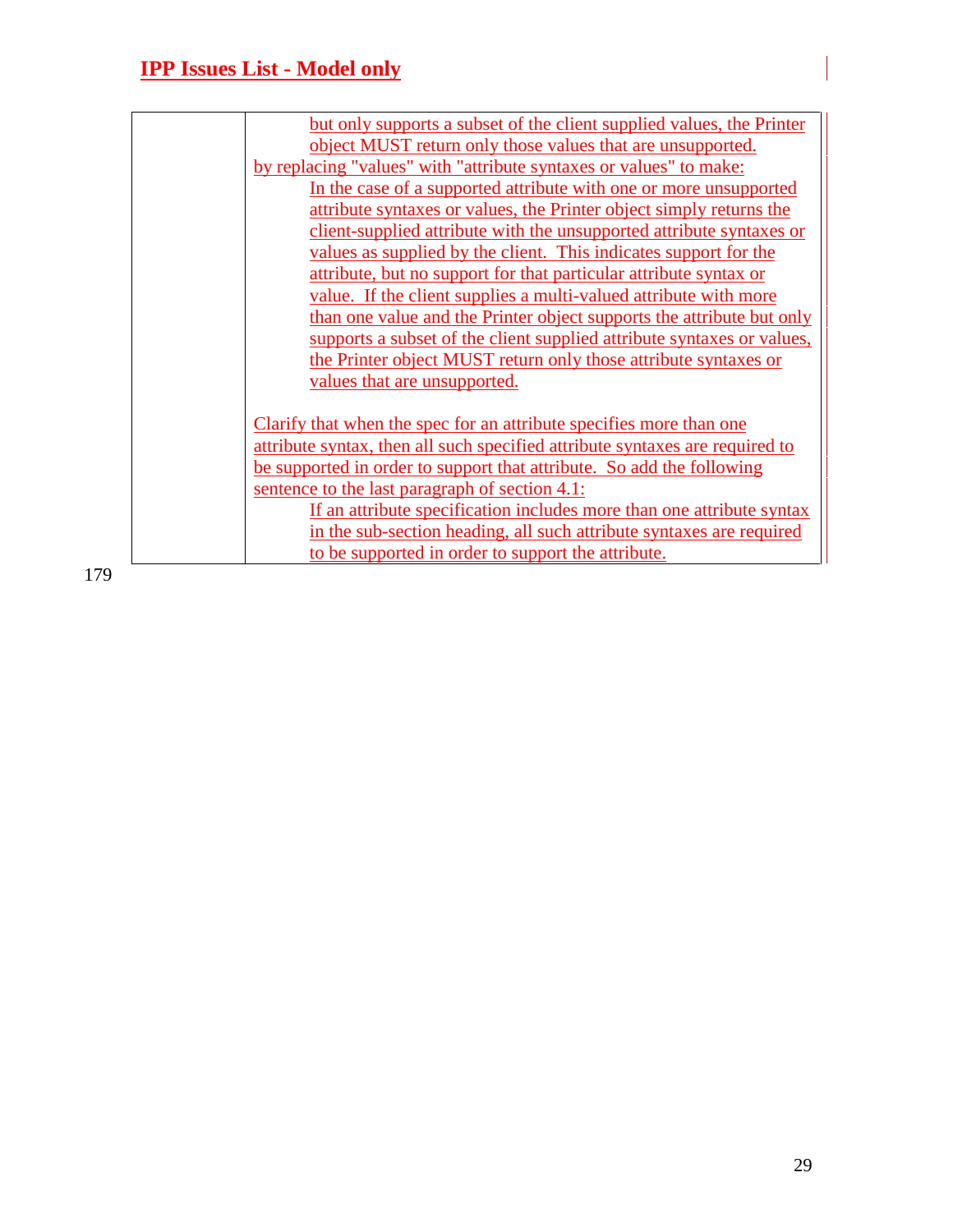| | |
|---|---|
| | but only supports a subset of the client supplied values, the Printer object MUST return only those values that are unsupported.<br>by replacing "values" with "attribute syntaxes or values" to make:<br>In the case of a supported attribute with one or more unsupported attribute syntaxes or values, the Printer object simply returns the client-supplied attribute with the unsupported attribute syntaxes or values as supplied by the client. This indicates support for the attribute, but no support for that particular attribute syntax or value. If the client supplies a multi-valued attribute with more than one value and the Printer object supports the attribute but only supports a subset of the client supplied attribute syntaxes or values, the Printer object MUST return only those attribute syntaxes or values that are unsupported.<br><br>Clarify that when the spec for an attribute specifies more than one attribute syntax, then all such specified attribute syntaxes are required to be supported in order to support that attribute. So add the following sentence to the last paragraph of section 4.1:<br>If an attribute specification includes more than one attribute syntax in the sub-section heading, all such attribute syntaxes are required to be supported in order to support the attribute. |

179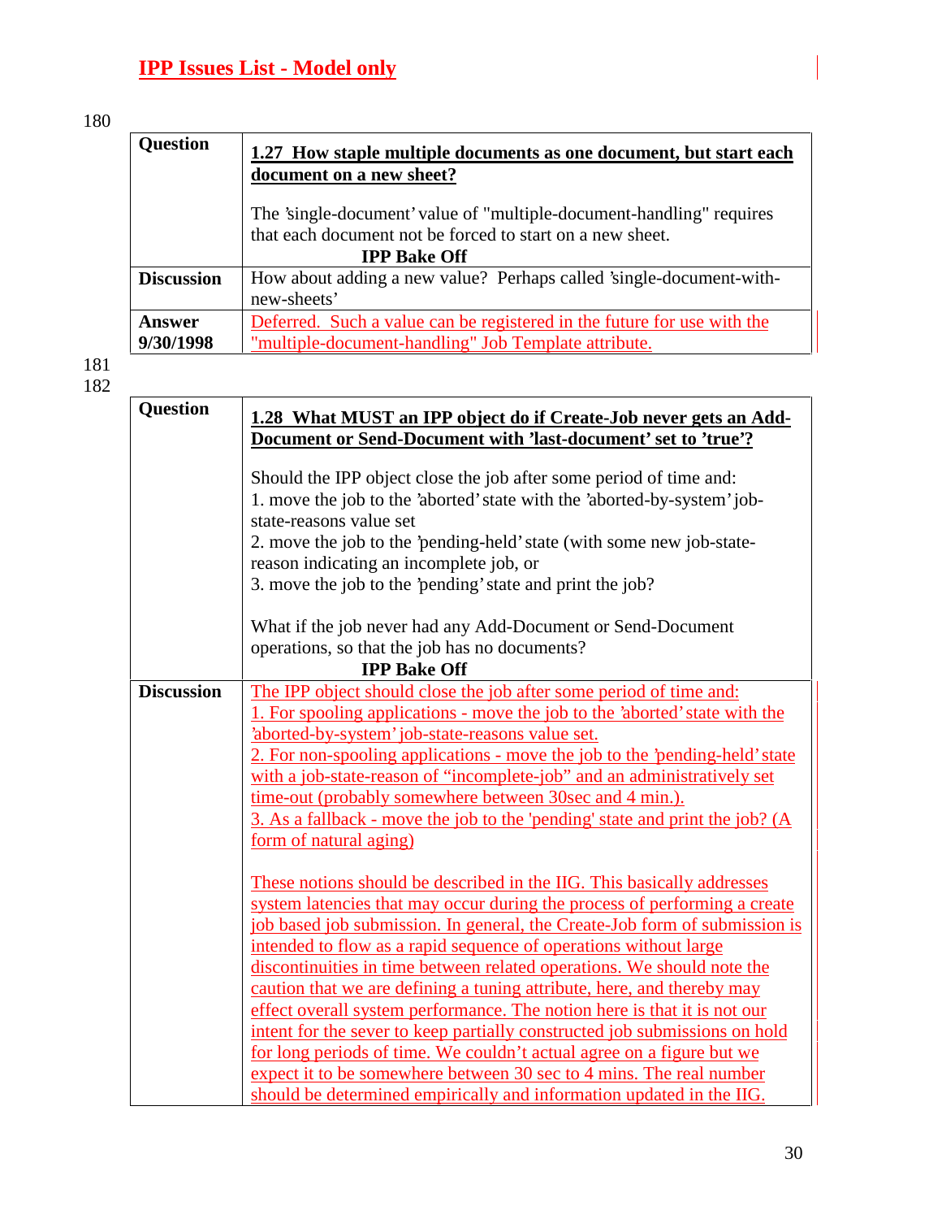# IPP Issues List - Model only

180

| | |
|---|---|
| **Question** | **1.27 How staple multiple documents as one document, but start each document on a new sheet?**<br><br>The 'single-document' value of "multiple-document-handling" requires that each document not be forced to start on a new sheet.<br>**IPP Bake Off** |
| **Discussion** | How about adding a new value? Perhaps called 'single-document-with-new-sheets' |
| **Answer 9/30/1998** | Deferred. Such a value can be registered in the future for use with the "multiple-document-handling" Job Template attribute. |

181

182

| | |
|---|---|
| **Question** | **1.28 What MUST an IPP object do if Create-Job never gets an Add-Document or Send-Document with 'last-document' set to 'true'?**<br><br>Should the IPP object close the job after some period of time and:<br>1. move the job to the 'aborted' state with the 'aborted-by-system' job-state-reasons value set<br>2. move the job to the 'pending-held' state (with some new job-state-reason indicating an incomplete job, or<br>3. move the job to the 'pending' state and print the job?<br><br>What if the job never had any Add-Document or Send-Document operations, so that the job has no documents?<br>**IPP Bake Off** |
| **Discussion** | The IPP object should close the job after some period of time and:<br>1. For spooling applications - move the job to the 'aborted' state with the 'aborted-by-system' job-state-reasons value set.<br>2. For non-spooling applications - move the job to the 'pending-held' state with a job-state-reason of "incomplete-job" and an administratively set time-out (probably somewhere between 30sec and 4 min.).<br>3. As a fallback - move the job to the 'pending' state and print the job? (A form of natural aging)<br><br>These notions should be described in the IIG. This basically addresses system latencies that may occur during the process of performing a create job based job submission. In general, the Create-Job form of submission is intended to flow as a rapid sequence of operations without large discontinuities in time between related operations. We should note the caution that we are defining a tuning attribute, here, and thereby may effect overall system performance. The notion here is that it is not our intent for the sever to keep partially constructed job submissions on hold for long periods of time. We couldn't actual agree on a figure but we expect it to be somewhere between 30 sec to 4 mins. The real number should be determined empirically and information updated in the IIG. |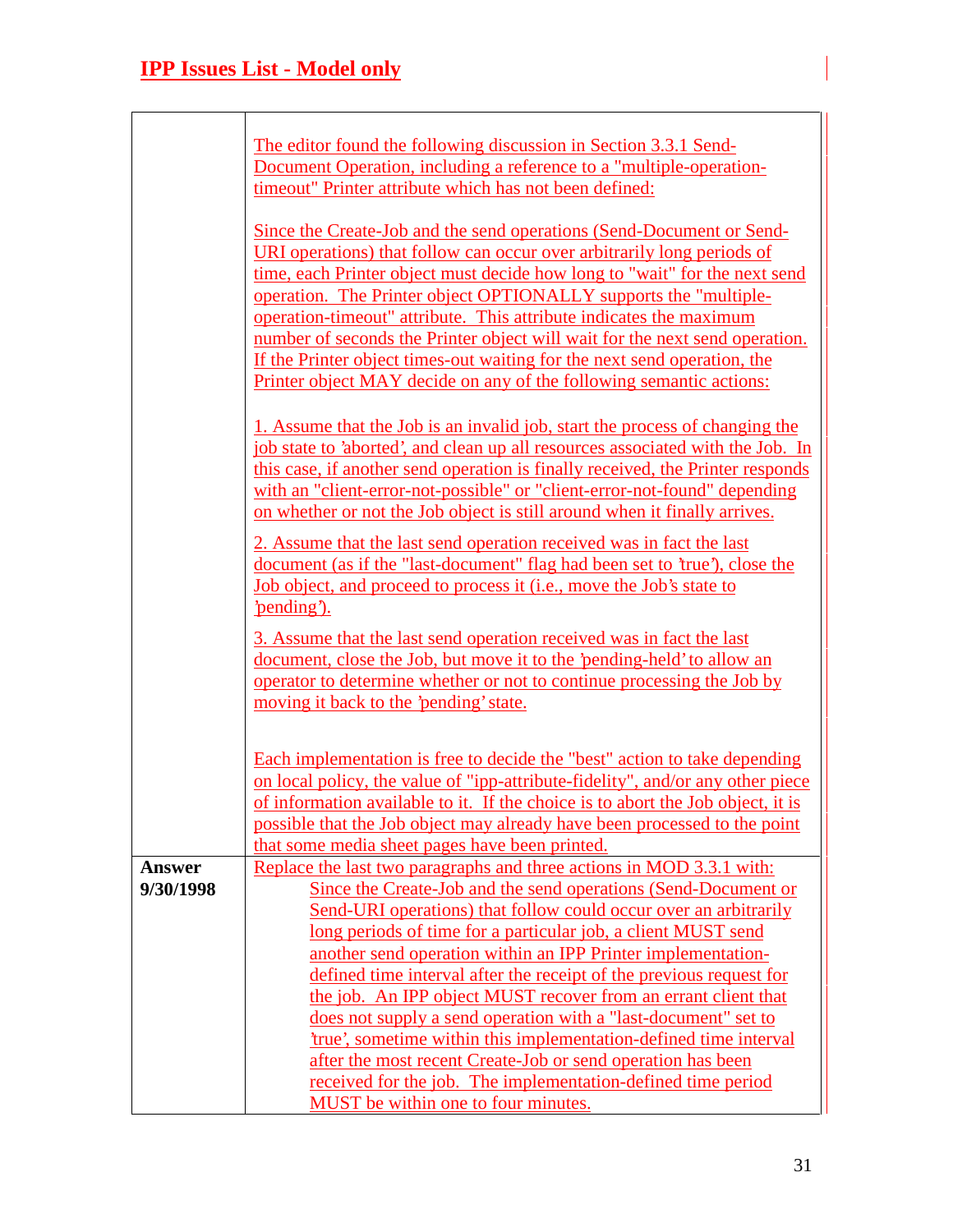# IPP Issues List - Model only

| | |
|---|---|
| | The editor found the following discussion in Section 3.3.1 Send-Document Operation, including a reference to a "multiple-operation-timeout" Printer attribute which has not been defined:<br><br>Since the Create-Job and the send operations (Send-Document or Send-URI operations) that follow can occur over arbitrarily long periods of time, each Printer object must decide how long to "wait" for the next send operation. The Printer object OPTIONALLY supports the "multiple-operation-timeout" attribute. This attribute indicates the maximum number of seconds the Printer object will wait for the next send operation. If the Printer object times-out waiting for the next send operation, the Printer object MAY decide on any of the following semantic actions:<br><br>1. Assume that the Job is an invalid job, start the process of changing the job state to 'aborted', and clean up all resources associated with the Job. In this case, if another send operation is finally received, the Printer responds with an "client-error-not-possible" or "client-error-not-found" depending on whether or not the Job object is still around when it finally arrives.<br><br>2. Assume that the last send operation received was in fact the last document (as if the "last-document" flag had been set to 'true'), close the Job object, and proceed to process it (i.e., move the Job's state to 'pending').<br><br>3. Assume that the last send operation received was in fact the last document, close the Job, but move it to the 'pending-held' to allow an operator to determine whether or not to continue processing the Job by moving it back to the 'pending' state.<br><br>Each implementation is free to decide the "best" action to take depending on local policy, the value of "ipp-attribute-fidelity", and/or any other piece of information available to it. If the choice is to abort the Job object, it is possible that the Job object may already have been processed to the point that some media sheet pages have been printed. |
| **Answer 9/30/1998** | Replace the last two paragraphs and three actions in MOD 3.3.1 with:<br><br>Since the Create-Job and the send operations (Send-Document or Send-URI operations) that follow could occur over an arbitrarily long periods of time for a particular job, a client MUST send another send operation within an IPP Printer implementation-defined time interval after the receipt of the previous request for the job. An IPP object MUST recover from an errant client that does not supply a send operation with a "last-document" set to 'true', sometime within this implementation-defined time interval after the most recent Create-Job or send operation has been received for the job. The implementation-defined time period MUST be within one to four minutes. |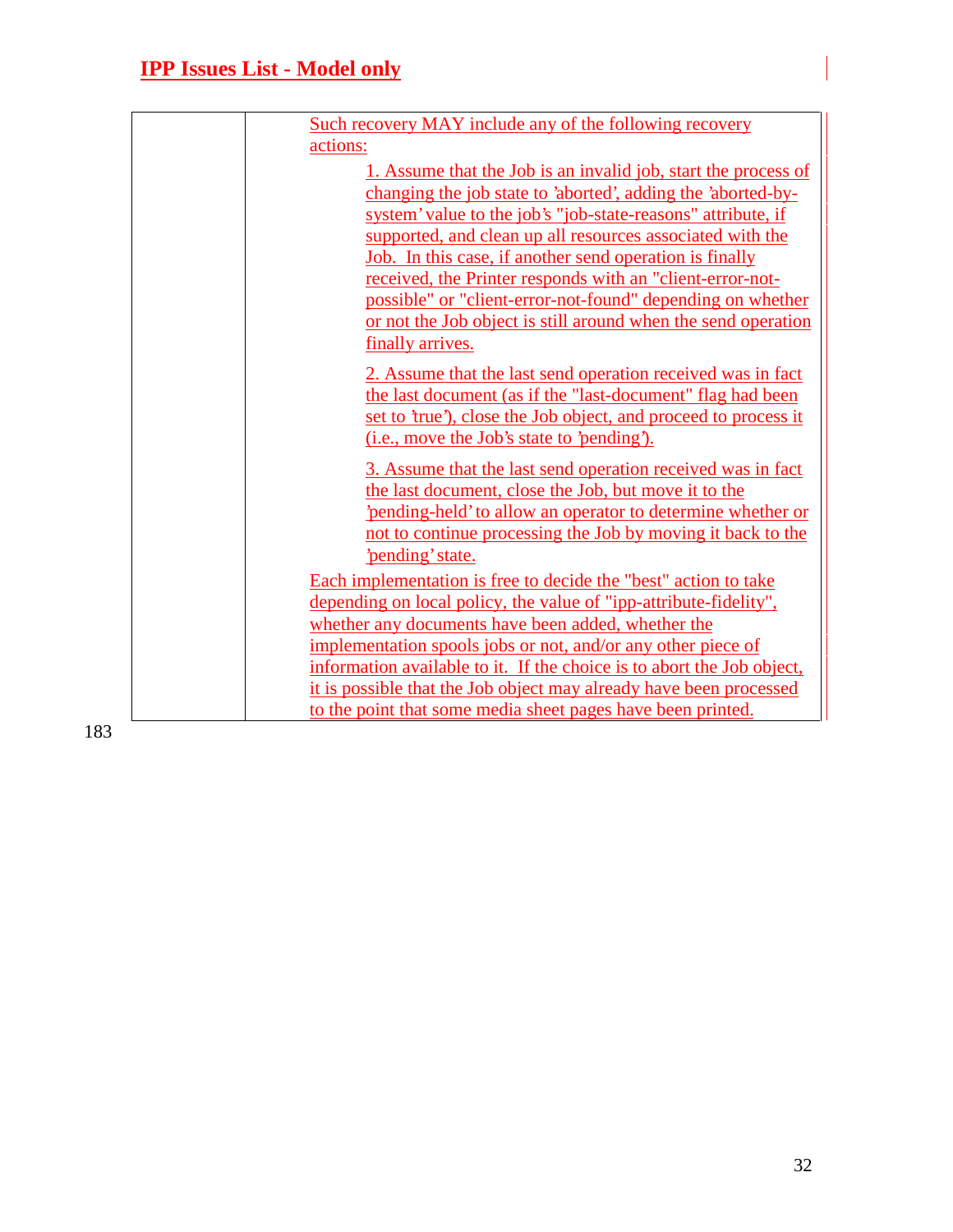| | |
|---|---|
| | Such recovery MAY include any of the following recovery actions:<br><br>1. Assume that the Job is an invalid job, start the process of changing the job state to 'aborted', adding the 'aborted-by-system' value to the job's "job-state-reasons" attribute, if supported, and clean up all resources associated with the Job. In this case, if another send operation is finally received, the Printer responds with an "client-error-not-possible" or "client-error-not-found" depending on whether or not the Job object is still around when the send operation finally arrives.<br><br>2. Assume that the last send operation received was in fact the last document (as if the "last-document" flag had been set to 'true'), close the Job object, and proceed to process it (i.e., move the Job's state to 'pending').<br><br>3. Assume that the last send operation received was in fact the last document, close the Job, but move it to the 'pending-held' to allow an operator to determine whether or not to continue processing the Job by moving it back to the 'pending' state.<br><br>Each implementation is free to decide the "best" action to take depending on local policy, the value of "ipp-attribute-fidelity", whether any documents have been added, whether the implementation spools jobs or not, and/or any other piece of information available to it. If the choice is to abort the Job object, it is possible that the Job object may already have been processed to the point that some media sheet pages have been printed. |

183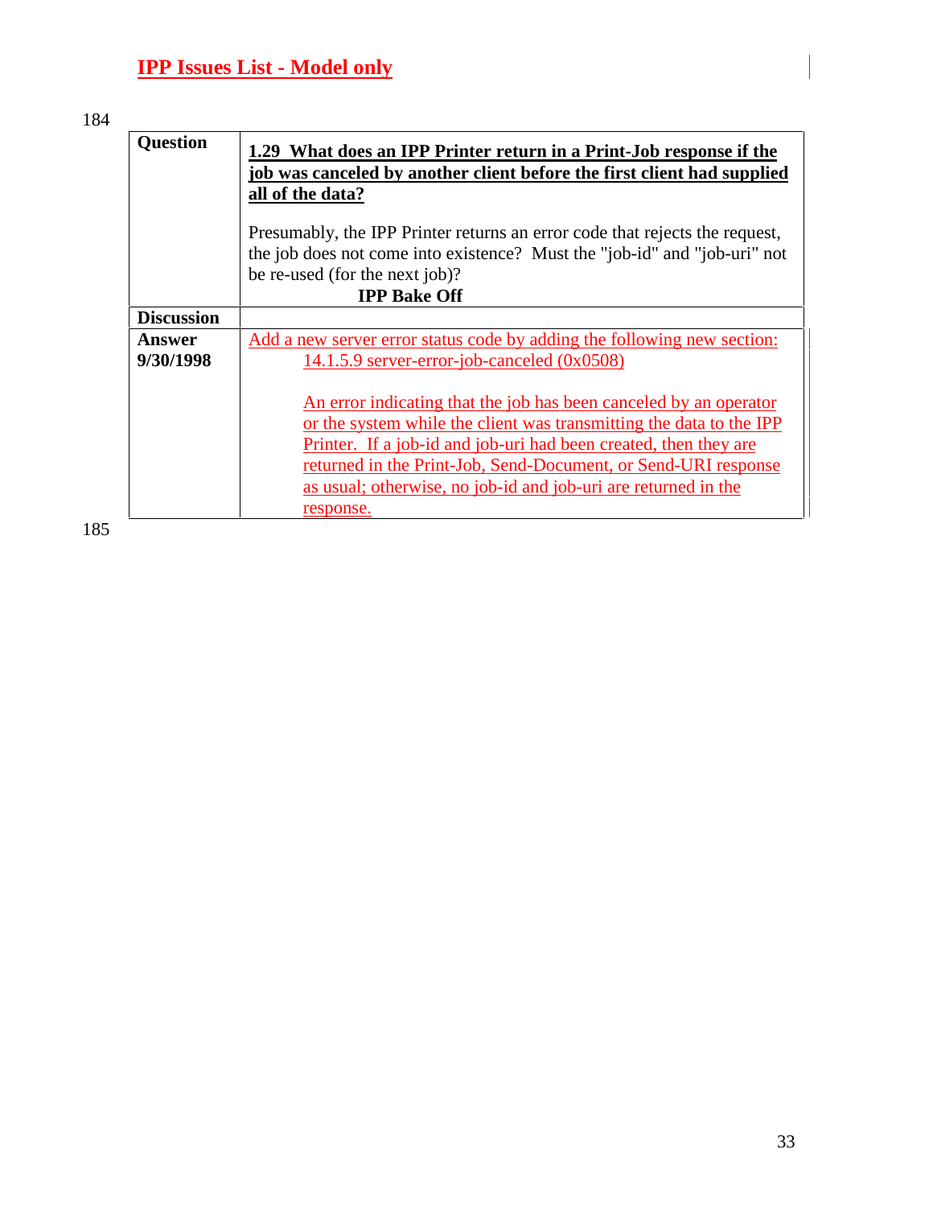## IPP Issues List - Model only

184

| Question | **1.29 What does an IPP Printer return in a Print-Job response if the job was canceled by another client before the first client had supplied all of the data?**<br><br>Presumably, the IPP Printer returns an error code that rejects the request, the job does not come into existence? Must the "job-id" and "job-uri" not be re-used (for the next job)?<br>**IPP Bake Off** |
|---|---|
| **Discussion** | |
| **Answer 9/30/1998** | Add a new server error status code by adding the following new section:<br>14.1.5.9 server-error-job-canceled (0x0508)<br><br>An error indicating that the job has been canceled by an operator or the system while the client was transmitting the data to the IPP Printer. If a job-id and job-uri had been created, then they are returned in the Print-Job, Send-Document, or Send-URI response as usual; otherwise, no job-id and job-uri are returned in the response. |

185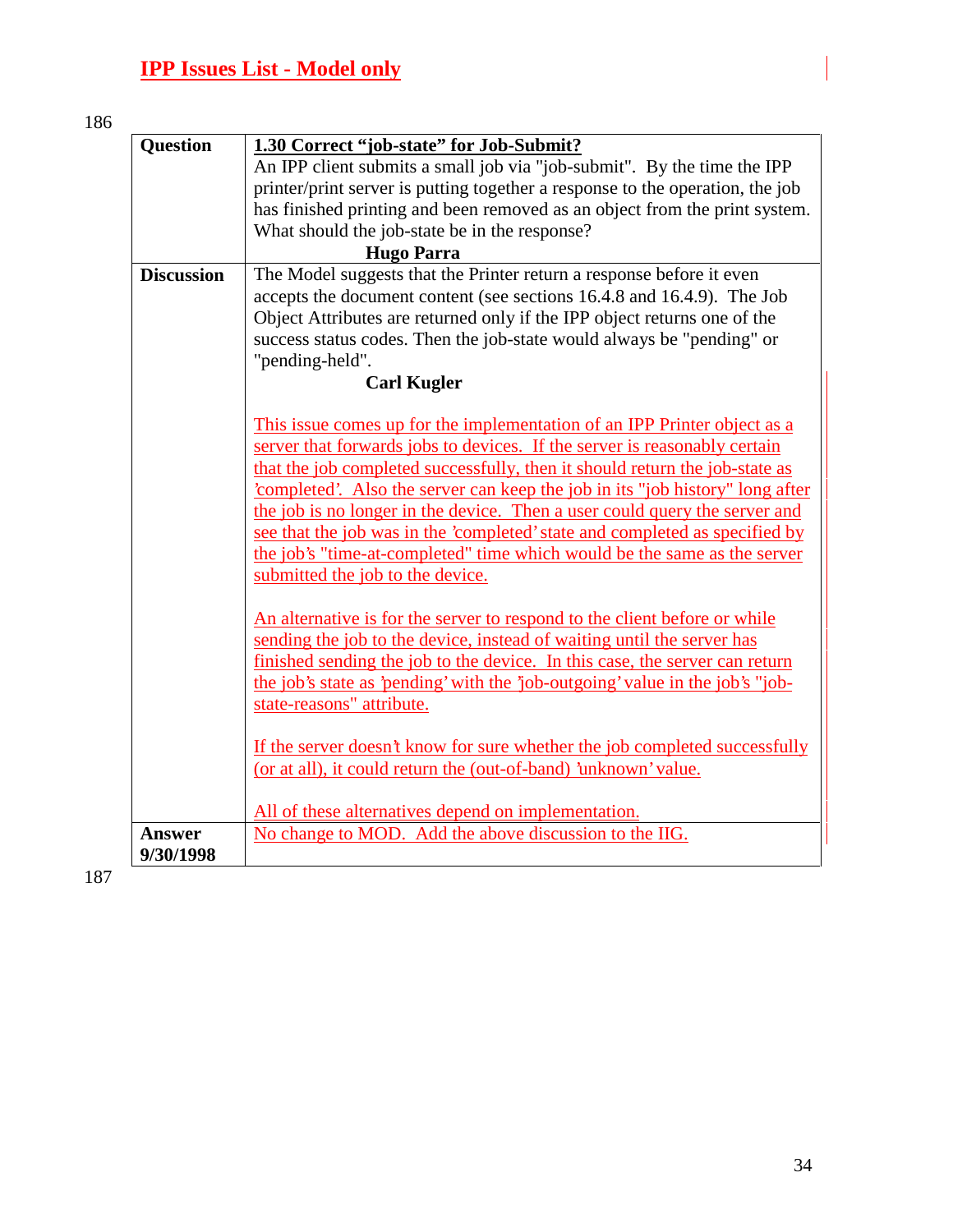# IPP Issues List - Model only

186

| | |
|---|---|
| **Question** | **1.30 Correct "job-state" for Job-Submit?** An IPP client submits a small job via "job-submit". By the time the IPP printer/print server is putting together a response to the operation, the job has finished printing and been removed as an object from the print system. What should the job-state be in the response? **Hugo Parra** |
| **Discussion** | The Model suggests that the Printer return a response before it even accepts the document content (see sections 16.4.8 and 16.4.9). The Job Object Attributes are returned only if the IPP object returns one of the success status codes. Then the job-state would always be "pending" or "pending-held". **Carl Kugler** <br><br> This issue comes up for the implementation of an IPP Printer object as a server that forwards jobs to devices. If the server is reasonably certain that the job completed successfully, then it should return the job-state as 'completed'. Also the server can keep the job in its "job history" long after the job is no longer in the device. Then a user could query the server and see that the job was in the 'completed' state and completed as specified by the job's "time-at-completed" time which would be the same as the server submitted the job to the device. <br><br> An alternative is for the server to respond to the client before or while sending the job to the device, instead of waiting until the server has finished sending the job to the device. In this case, the server can return the job's state as 'pending' with the 'job-outgoing' value in the job's "job-state-reasons" attribute. <br><br> If the server doesn't know for sure whether the job completed successfully (or at all), it could return the (out-of-band) 'unknown' value. <br><br> All of these alternatives depend on implementation. |
| **Answer 9/30/1998** | No change to MOD. Add the above discussion to the IIG. |

187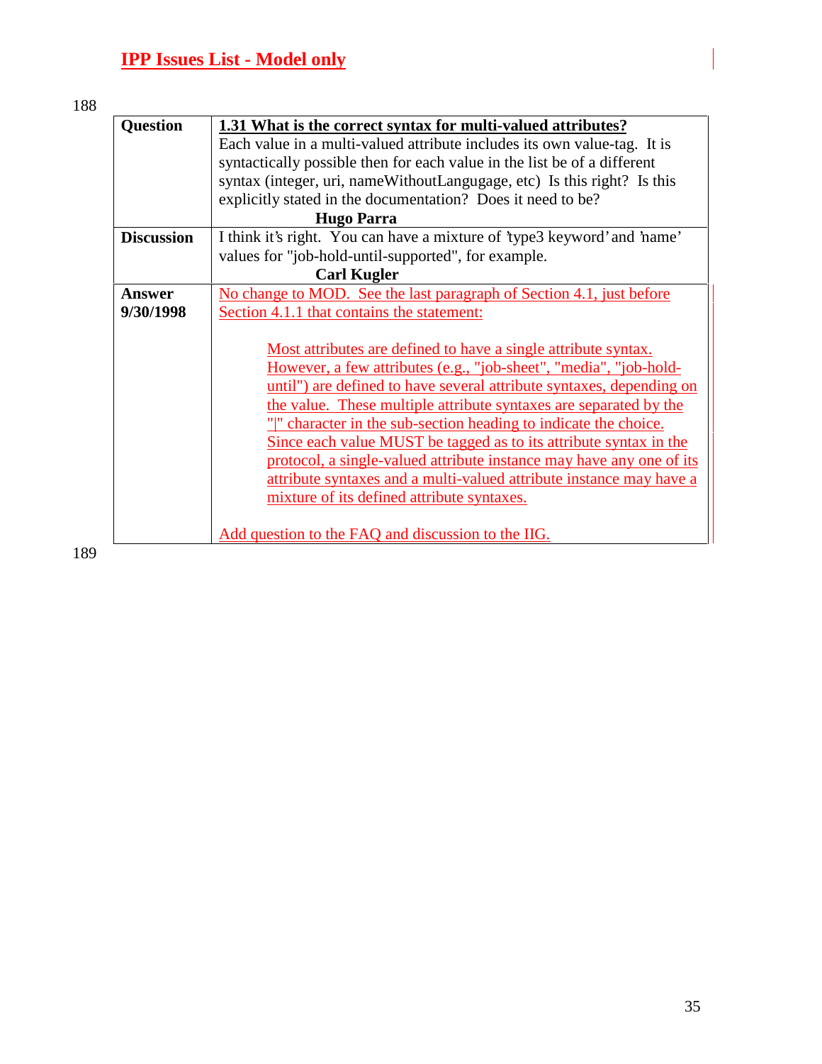# IPP Issues List - Model only

188

| | |
|---|---|
| **Question** | **1.31 What is the correct syntax for multi-valued attributes?**<br>Each value in a multi-valued attribute includes its own value-tag. It is syntactically possible then for each value in the list be of a different syntax (integer, uri, nameWithoutLangugage, etc) Is this right? Is this explicitly stated in the documentation? Does it need to be?<br>**Hugo Parra** |
| **Discussion** | I think it's right. You can have a mixture of 'type3 keyword' and 'name' values for "job-hold-until-supported", for example.<br>**Carl Kugler** |
| **Answer 9/30/1998** | No change to MOD. See the last paragraph of Section 4.1, just before Section 4.1.1 that contains the statement:<br><br>Most attributes are defined to have a single attribute syntax. However, a few attributes (e.g., "job-sheet", "media", "job-hold-until") are defined to have several attribute syntaxes, depending on the value. These multiple attribute syntaxes are separated by the "\|" character in the sub-section heading to indicate the choice. Since each value MUST be tagged as to its attribute syntax in the protocol, a single-valued attribute instance may have any one of its attribute syntaxes and a multi-valued attribute instance may have a mixture of its defined attribute syntaxes.<br><br>Add question to the FAQ and discussion to the IIG. |

189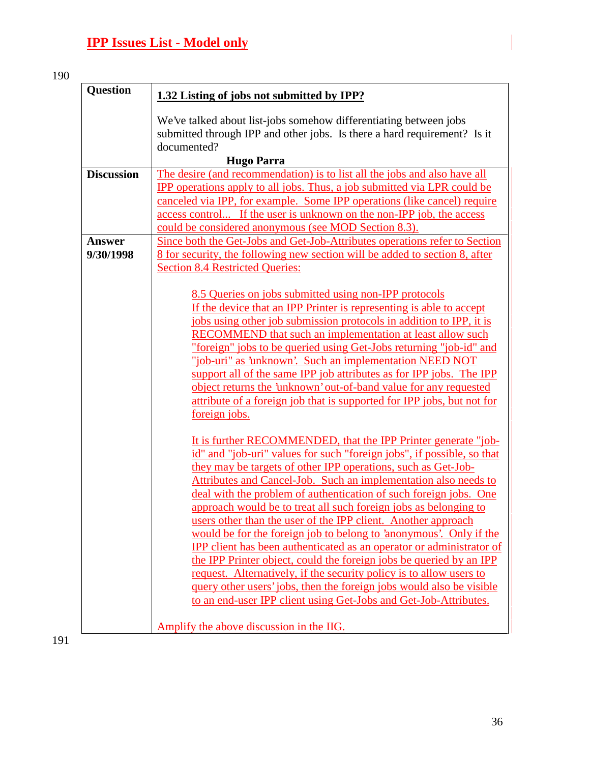190

| | |
|---|---|
| **Question** | **1.32 Listing of jobs not submitted by IPP?**<br><br>We've talked about list-jobs somehow differentiating between jobs submitted through IPP and other jobs. Is there a hard requirement? Is it documented?<br>**Hugo Parra** |
| **Discussion** | The desire (and recommendation) is to list all the jobs and also have all IPP operations apply to all jobs. Thus, a job submitted via LPR could be canceled via IPP, for example. Some IPP operations (like cancel) require access control... If the user is unknown on the non-IPP job, the access could be considered anonymous (see MOD Section 8.3). |
| **Answer 9/30/1998** | Since both the Get-Jobs and Get-Job-Attributes operations refer to Section 8 for security, the following new section will be added to section 8, after Section 8.4 Restricted Queries:<br><br>8.5 Queries on jobs submitted using non-IPP protocols<br>If the device that an IPP Printer is representing is able to accept jobs using other job submission protocols in addition to IPP, it is RECOMMEND that such an implementation at least allow such "foreign" jobs to be queried using Get-Jobs returning "job-id" and "job-uri" as 'unknown'. Such an implementation NEED NOT support all of the same IPP job attributes as for IPP jobs. The IPP object returns the 'unknown' out-of-band value for any requested attribute of a foreign job that is supported for IPP jobs, but not for foreign jobs.<br><br>It is further RECOMMENDED, that the IPP Printer generate "job-id" and "job-uri" values for such "foreign jobs", if possible, so that they may be targets of other IPP operations, such as Get-Job-Attributes and Cancel-Job. Such an implementation also needs to deal with the problem of authentication of such foreign jobs. One approach would be to treat all such foreign jobs as belonging to users other than the user of the IPP client. Another approach would be for the foreign job to belong to 'anonymous'. Only if the IPP client has been authenticated as an operator or administrator of the IPP Printer object, could the foreign jobs be queried by an IPP request. Alternatively, if the security policy is to allow users to query other users' jobs, then the foreign jobs would also be visible to an end-user IPP client using Get-Jobs and Get-Job-Attributes.<br><br>Amplify the above discussion in the IIG. |

191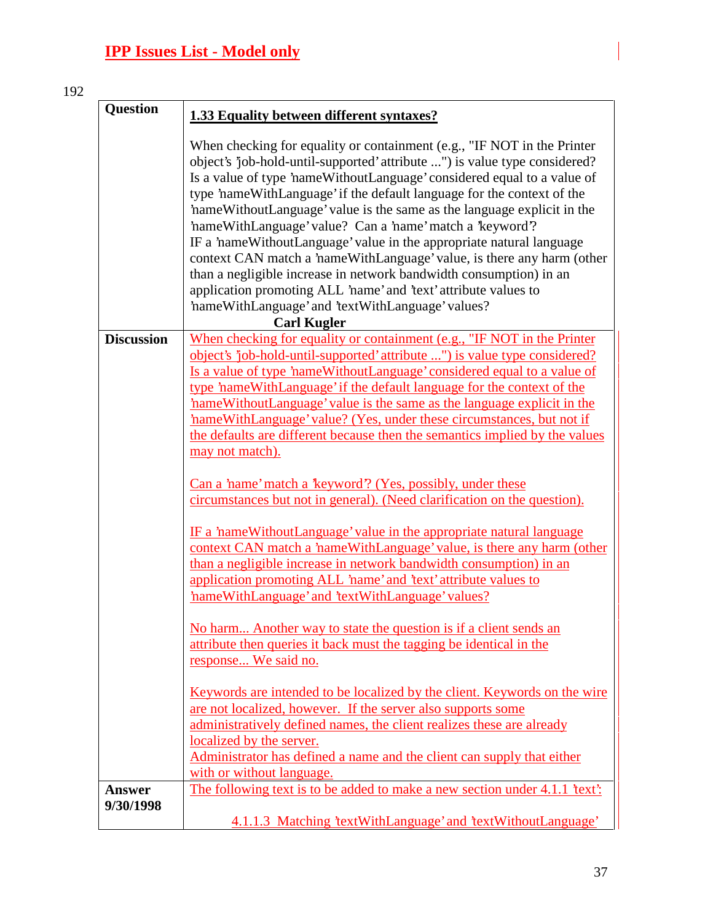192

| | |
|---|---|
| **Question** | **1.33 Equality between different syntaxes?**<br><br>When checking for equality or containment (e.g., "IF NOT in the Printer object's 'job-hold-until-supported' attribute ...") is value type considered? Is a value of type 'nameWithoutLanguage' considered equal to a value of type 'nameWithLanguage' if the default language for the context of the 'nameWithoutLanguage' value is the same as the language explicit in the 'nameWithLanguage' value? Can a 'name' match a 'keyword'?<br>IF a 'nameWithoutLanguage' value in the appropriate natural language context CAN match a 'nameWithLanguage' value, is there any harm (other than a negligible increase in network bandwidth consumption) in an application promoting ALL 'name' and 'text' attribute values to 'nameWithLanguage' and 'textWithLanguage' values?<br>**Carl Kugler** |
| **Discussion** | When checking for equality or containment (e.g., "IF NOT in the Printer object's 'job-hold-until-supported' attribute ...") is value type considered? Is a value of type 'nameWithoutLanguage' considered equal to a value of type 'nameWithLanguage' if the default language for the context of the 'nameWithoutLanguage' value is the same as the language explicit in the 'nameWithLanguage' value? (Yes, under these circumstances, but not if the defaults are different because then the semantics implied by the values may not match).<br><br>Can a 'name' match a 'keyword'? (Yes, possibly, under these circumstances but not in general). (Need clarification on the question).<br><br>IF a 'nameWithoutLanguage' value in the appropriate natural language context CAN match a 'nameWithLanguage' value, is there any harm (other than a negligible increase in network bandwidth consumption) in an application promoting ALL 'name' and 'text' attribute values to 'nameWithLanguage' and 'textWithLanguage' values?<br><br>No harm... Another way to state the question is if a client sends an attribute then queries it back must the tagging be identical in the response... We said no.<br><br>Keywords are intended to be localized by the client. Keywords on the wire are not localized, however. If the server also supports some administratively defined names, the client realizes these are already localized by the server.<br>Administrator has defined a name and the client can supply that either with or without language. |
| **Answer 9/30/1998** | The following text is to be added to make a new section under 4.1.1 'text':<br><br>4.1.1.3 Matching 'textWithLanguage' and 'textWithoutLanguage' |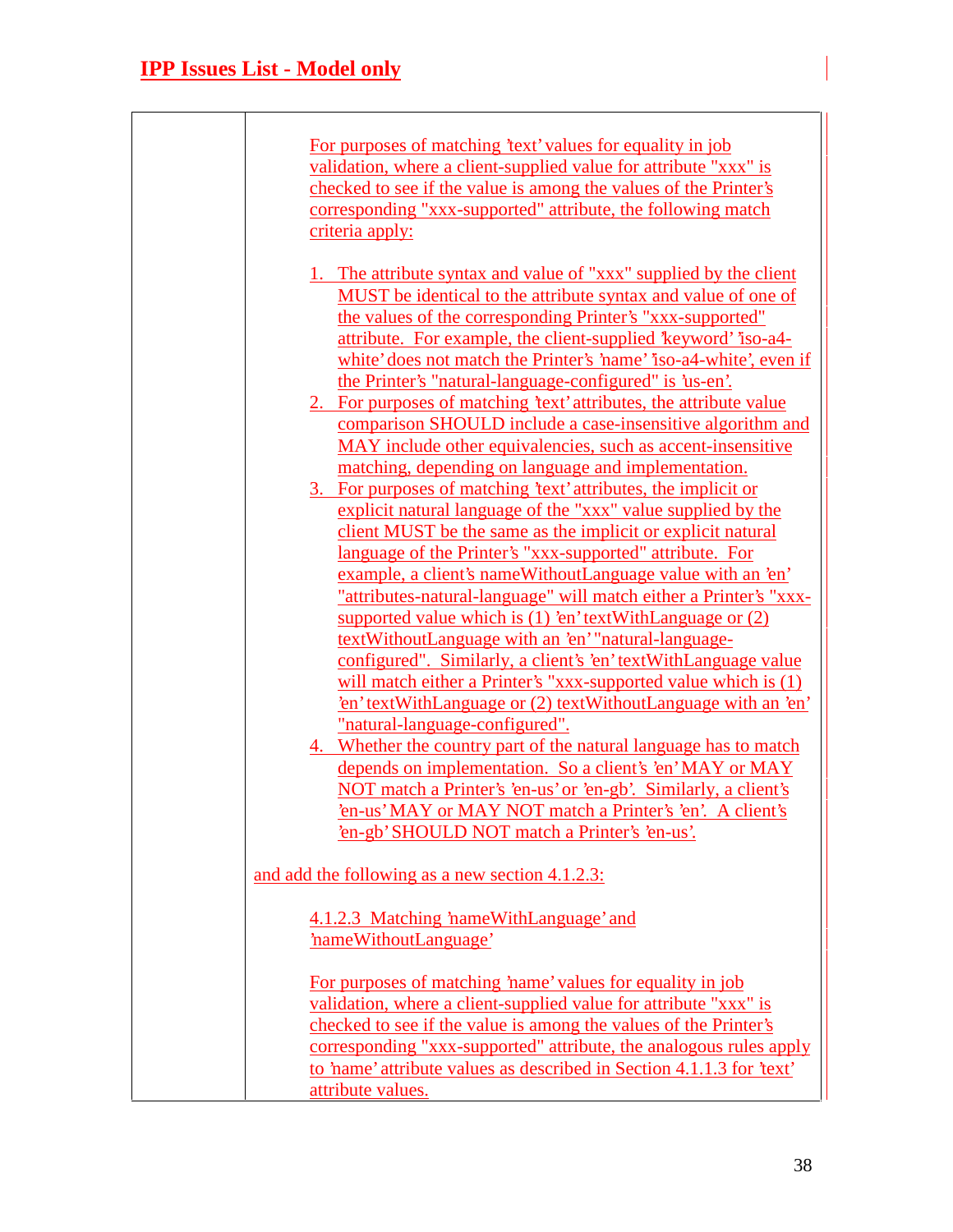For purposes of matching 'text' values for equality in job validation, where a client-supplied value for attribute "xxx" is checked to see if the value is among the values of the Printer's corresponding "xxx-supported" attribute, the following match criteria apply:

1. The attribute syntax and value of "xxx" supplied by the client MUST be identical to the attribute syntax and value of one of the values of the corresponding Printer's "xxx-supported" attribute. For example, the client-supplied 'keyword' 'iso-a4-white' does not match the Printer's 'name' 'iso-a4-white', even if the Printer's "natural-language-configured" is 'us-en'.
2. For purposes of matching 'text' attributes, the attribute value comparison SHOULD include a case-insensitive algorithm and MAY include other equivalencies, such as accent-insensitive matching, depending on language and implementation.
3. For purposes of matching 'text' attributes, the implicit or explicit natural language of the "xxx" value supplied by the client MUST be the same as the implicit or explicit natural language of the Printer's "xxx-supported" attribute. For example, a client's nameWithoutLanguage value with an 'en' "attributes-natural-language" will match either a Printer's "xxx-supported value which is (1) 'en' textWithLanguage or (2) textWithoutLanguage with an 'en' "natural-language-configured". Similarly, a client's 'en' textWithLanguage value will match either a Printer's "xxx-supported value which is (1) 'en' textWithLanguage or (2) textWithoutLanguage with an 'en' "natural-language-configured".
4. Whether the country part of the natural language has to match depends on implementation. So a client's 'en' MAY or MAY NOT match a Printer's 'en-us' or 'en-gb'. Similarly, a client's 'en-us' MAY or MAY NOT match a Printer's 'en'. A client's 'en-gb' SHOULD NOT match a Printer's 'en-us'.

and add the following as a new section 4.1.2.3:

4.1.2.3 Matching 'nameWithLanguage' and 'nameWithoutLanguage'

For purposes of matching 'name' values for equality in job validation, where a client-supplied value for attribute "xxx" is checked to see if the value is among the values of the Printer's corresponding "xxx-supported" attribute, the analogous rules apply to 'name' attribute values as described in Section 4.1.1.3 for 'text' attribute values.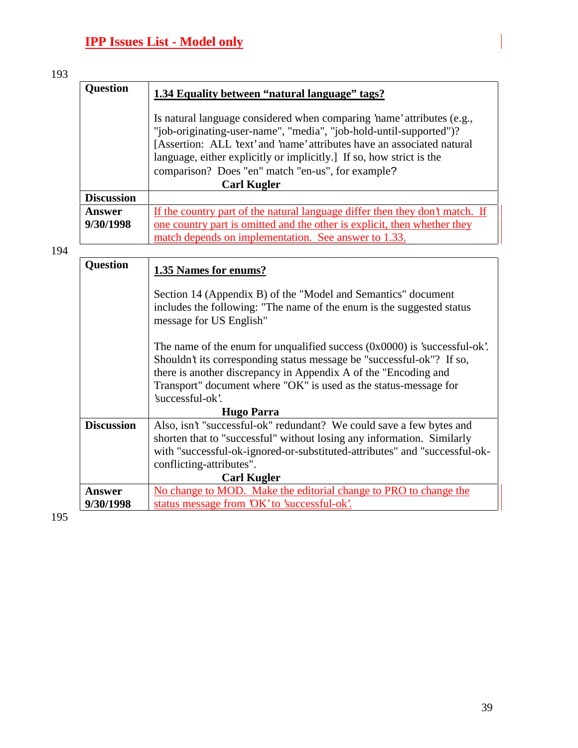## IPP Issues List - Model only

193

| | |
|---|---|
| **Question** | **1.34 Equality between "natural language" tags?**<br><br>Is natural language considered when comparing 'name' attributes (e.g., "job-originating-user-name", "media", "job-hold-until-supported")? [Assertion: ALL 'text' and 'name' attributes have an associated natural language, either explicitly or implicitly.] If so, how strict is the comparison? Does "en" match "en-us", for example?<br>**Carl Kugler** |
| **Discussion** | |
| **Answer 9/30/1998** | If the country part of the natural language differ then they don't match. If one country part is omitted and the other is explicit, then whether they match depends on implementation. See answer to 1.33. |

194

| | |
|---|---|
| **Question** | **1.35 Names for enums?**<br><br>Section 14 (Appendix B) of the "Model and Semantics" document includes the following: "The name of the enum is the suggested status message for US English"<br><br>The name of the enum for unqualified success (0x0000) is 'successful-ok'. Shouldn't its corresponding status message be "successful-ok"? If so, there is another discrepancy in Appendix A of the "Encoding and Transport" document where "OK" is used as the status-message for 'successful-ok'.<br>**Hugo Parra** |
| **Discussion** | Also, isn't "successful-ok" redundant? We could save a few bytes and shorten that to "successful" without losing any information. Similarly with "successful-ok-ignored-or-substituted-attributes" and "successful-ok-conflicting-attributes".<br>**Carl Kugler** |
| **Answer 9/30/1998** | No change to MOD. Make the editorial change to PRO to change the status message from 'OK' to 'successful-ok'. |

195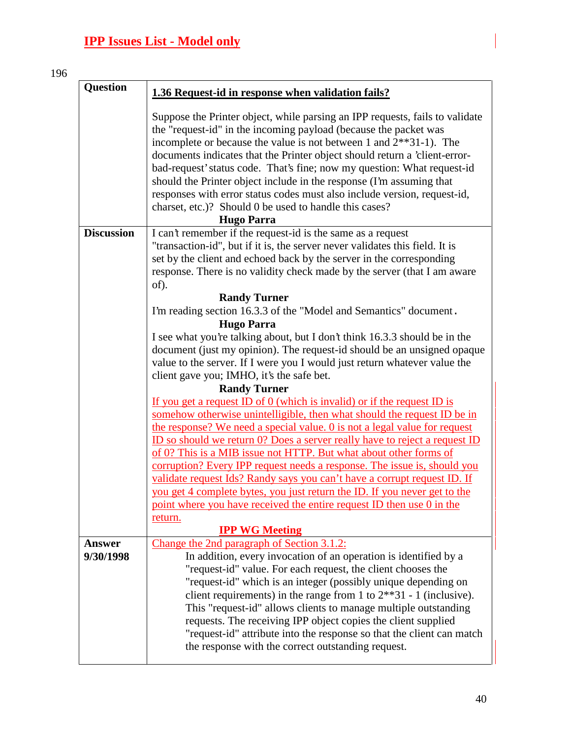# IPP Issues List - Model only

196

| | |
|---|---|
| **Question** | **1.36 Request-id in response when validation fails?**<br><br>Suppose the Printer object, while parsing an IPP requests, fails to validate the "request-id" in the incoming payload (because the packet was incomplete or because the value is not between 1 and 2**31-1). The documents indicates that the Printer object should return a 'client-error-bad-request' status code. That's fine; now my question: What request-id should the Printer object include in the response (I'm assuming that responses with error status codes must also include version, request-id, charset, etc.)? Should 0 be used to handle this cases?<br>**Hugo Parra** |
| **Discussion** | I can't remember if the request-id is the same as a request "transaction-id", but if it is, the server never validates this field. It is set by the client and echoed back by the server in the corresponding response. There is no validity check made by the server (that I am aware of).<br>**Randy Turner**<br>I'm reading section 16.3.3 of the "Model and Semantics" document.<br>**Hugo Parra**<br>I see what you're talking about, but I don't think 16.3.3 should be in the document (just my opinion). The request-id should be an unsigned opaque value to the server. If I were you I would just return whatever value the client gave you; IMHO, it's the safe bet.<br>**Randy Turner**<br>If you get a request ID of 0 (which is invalid) or if the request ID is somehow otherwise unintelligible, then what should the request ID be in the response? We need a special value. 0 is not a legal value for request ID so should we return 0? Does a server really have to reject a request ID of 0? This is a MIB issue not HTTP. But what about other forms of corruption? Every IPP request needs a response. The issue is, should you validate request Ids? Randy says you can't have a corrupt request ID. If you get 4 complete bytes, you just return the ID. If you never get to the point where you have received the entire request ID then use 0 in the return.<br>**IPP WG Meeting** |
| **Answer 9/30/1998** | Change the 2nd paragraph of Section 3.1.2:<br>In addition, every invocation of an operation is identified by a "request-id" value. For each request, the client chooses the "request-id" which is an integer (possibly unique depending on client requirements) in the range from 1 to 2**31 - 1 (inclusive). This "request-id" allows clients to manage multiple outstanding requests. The receiving IPP object copies the client supplied "request-id" attribute into the response so that the client can match the response with the correct outstanding request. |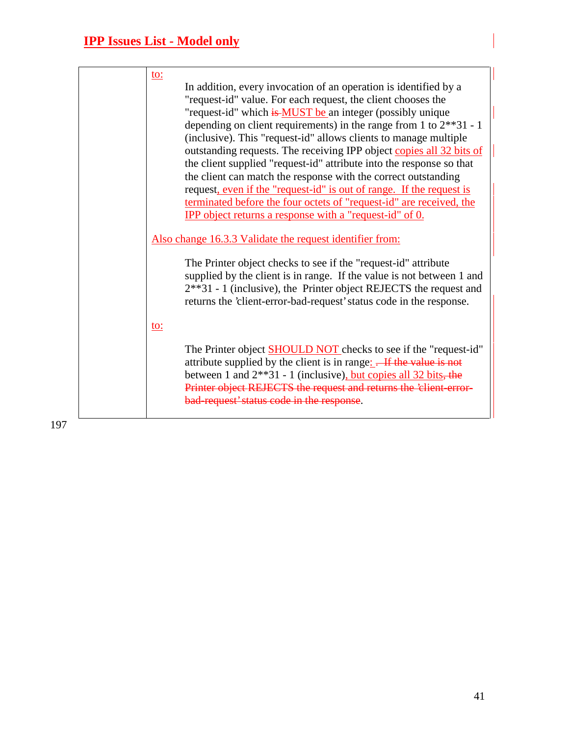| | to:<br><br>In addition, every invocation of an operation is identified by a "request-id" value. For each request, the client chooses the "request-id" which ~~is~~ MUST be an integer (possibly unique depending on client requirements) in the range from 1 to 2**31 - 1 (inclusive). This "request-id" allows clients to manage multiple outstanding requests. The receiving IPP object copies all 32 bits of the client supplied "request-id" attribute into the response so that the client can match the response with the correct outstanding request, even if the "request-id" is out of range. If the request is terminated before the four octets of "request-id" are received, the IPP object returns a response with a "request-id" of 0.<br><br>Also change 16.3.3 Validate the request identifier from:<br><br>The Printer object checks to see if the "request-id" attribute supplied by the client is in range. If the value is not between 1 and 2**31 - 1 (inclusive), the Printer object REJECTS the request and returns the 'client-error-bad-request' status code in the response.<br><br>to:<br><br>The Printer object SHOULD NOT checks to see if the "request-id" attribute supplied by the client is in range: ~~. If the value is not~~ between 1 and 2**31 - 1 (inclusive), but copies all 32 bits~~, the Printer object REJECTS the request and returns the 'client-error-bad-request' status code in the response~~. |
|---|---|

197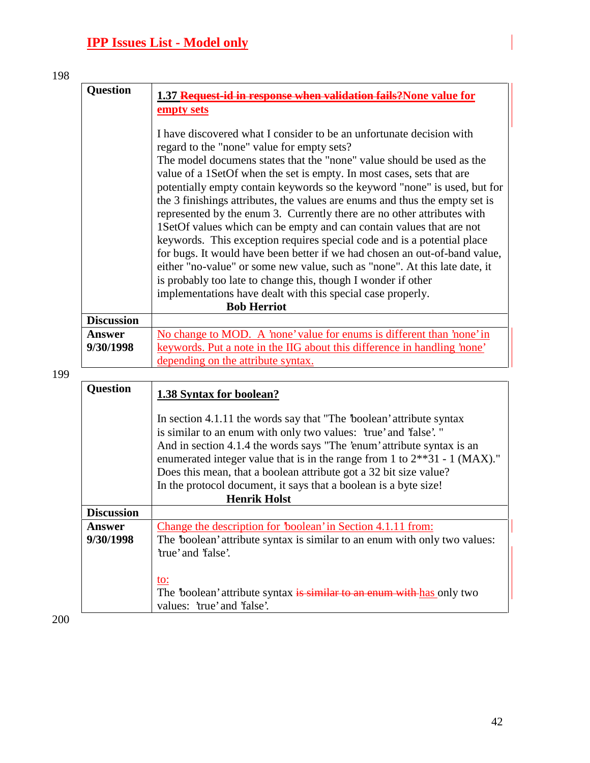# IPP Issues List - Model only

198

| | |
|---|---|
| **Question** | **1.37 ~~Request-id in response when validation fails?~~None value for empty sets**<br><br>I have discovered what I consider to be an unfortunate decision with regard to the "none" value for empty sets?<br>The model documens states that the "none" value should be used as the value of a 1SetOf when the set is empty. In most cases, sets that are potentially empty contain keywords so the keyword "none" is used, but for the 3 finishings attributes, the values are enums and thus the empty set is represented by the enum 3. Currently there are no other attributes with 1SetOf values which can be empty and can contain values that are not keywords. This exception requires special code and is a potential place for bugs. It would have been better if we had chosen an out-of-band value, either "no-value" or some new value, such as "none". At this late date, it is probably too late to change this, though I wonder if other implementations have dealt with this special case properly.<br>**Bob Herriot** |
| **Discussion** | |
| **Answer 9/30/1998** | No change to MOD. A 'none' value for enums is different than 'none' in keywords. Put a note in the IIG about this difference in handling 'none' depending on the attribute syntax. |

199

| | |
|---|---|
| **Question** | **1.38 Syntax for boolean?**<br><br>In section 4.1.11 the words say that "The 'boolean' attribute syntax is similar to an enum with only two values: 'true' and 'false'. "<br>And in section 4.1.4 the words says "The 'enum' attribute syntax is an enumerated integer value that is in the range from 1 to 2**31 - 1 (MAX)."<br>Does this mean, that a boolean attribute got a 32 bit size value?<br>In the protocol document, it says that a boolean is a byte size!<br>**Henrik Holst** |
| **Discussion** | |
| **Answer 9/30/1998** | Change the description for 'boolean' in Section 4.1.11 from:<br>The 'boolean' attribute syntax is similar to an enum with only two values: 'true' and 'false'.<br><br>to:<br>The 'boolean' attribute syntax ~~is similar to an enum with~~ has only two values: 'true' and 'false'. |

200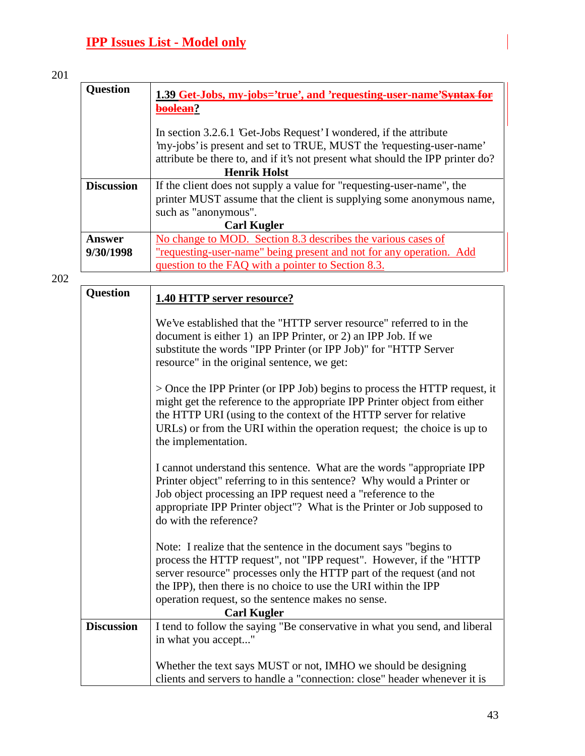201

| | |
|---|---|
| **Question** | **1.39 Get-Jobs, my-jobs='true', and 'requesting-user-name'~~Syntax for boolean~~?**<br><br>In section 3.2.6.1 'Get-Jobs Request' I wondered, if the attribute 'my-jobs' is present and set to TRUE, MUST the 'requesting-user-name' attribute be there to, and if it's not present what should the IPP printer do?<br>**Henrik Holst** |
| **Discussion** | If the client does not supply a value for "requesting-user-name", the printer MUST assume that the client is supplying some anonymous name, such as "anonymous".<br>**Carl Kugler** |
| **Answer 9/30/1998** | No change to MOD. Section 8.3 describes the various cases of "requesting-user-name" being present and not for any operation. Add question to the FAQ with a pointer to Section 8.3. |

202

| | |
|---|---|
| **Question** | **1.40 HTTP server resource?**<br><br>We've established that the "HTTP server resource" referred to in the document is either 1) an IPP Printer, or 2) an IPP Job. If we substitute the words "IPP Printer (or IPP Job)" for "HTTP Server resource" in the original sentence, we get:<br><br>> Once the IPP Printer (or IPP Job) begins to process the HTTP request, it might get the reference to the appropriate IPP Printer object from either the HTTP URI (using to the context of the HTTP server for relative URLs) or from the URI within the operation request; the choice is up to the implementation.<br><br>I cannot understand this sentence. What are the words "appropriate IPP Printer object" referring to in this sentence? Why would a Printer or Job object processing an IPP request need a "reference to the appropriate IPP Printer object"? What is the Printer or Job supposed to do with the reference?<br><br>Note: I realize that the sentence in the document says "begins to process the HTTP request", not "IPP request". However, if the "HTTP server resource" processes only the HTTP part of the request (and not the IPP), then there is no choice to use the URI within the IPP operation request, so the sentence makes no sense.<br>**Carl Kugler** |
| **Discussion** | I tend to follow the saying "Be conservative in what you send, and liberal in what you accept..."<br><br>Whether the text says MUST or not, IMHO we should be designing clients and servers to handle a "connection: close" header whenever it is |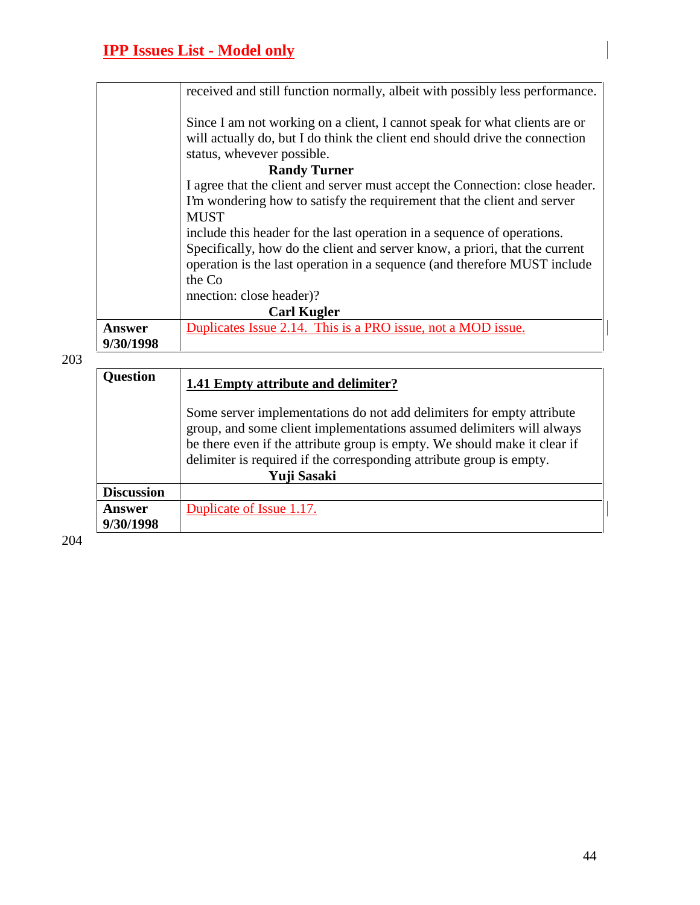| | |
|---|---|
| | received and still function normally, albeit with possibly less performance.<br><br>Since I am not working on a client, I cannot speak for what clients are or will actually do, but I do think the client end should drive the connection status, whevever possible.<br>**Randy Turner**<br>I agree that the client and server must accept the Connection: close header. I'm wondering how to satisfy the requirement that the client and server MUST<br>include this header for the last operation in a sequence of operations. Specifically, how do the client and server know, a priori, that the current operation is the last operation in a sequence (and therefore MUST include the Co<br>nnection: close header)?<br>**Carl Kugler** |
| **Answer 9/30/1998** | Duplicates Issue 2.14. This is a PRO issue, not a MOD issue. |

203

| | |
|---|---|
| **Question** | **1.41 Empty attribute and delimiter?**<br><br>Some server implementations do not add delimiters for empty attribute group, and some client implementations assumed delimiters will always be there even if the attribute group is empty. We should make it clear if delimiter is required if the corresponding attribute group is empty.<br>**Yuji Sasaki** |
| **Discussion** | |
| **Answer 9/30/1998** | Duplicate of Issue 1.17. |

204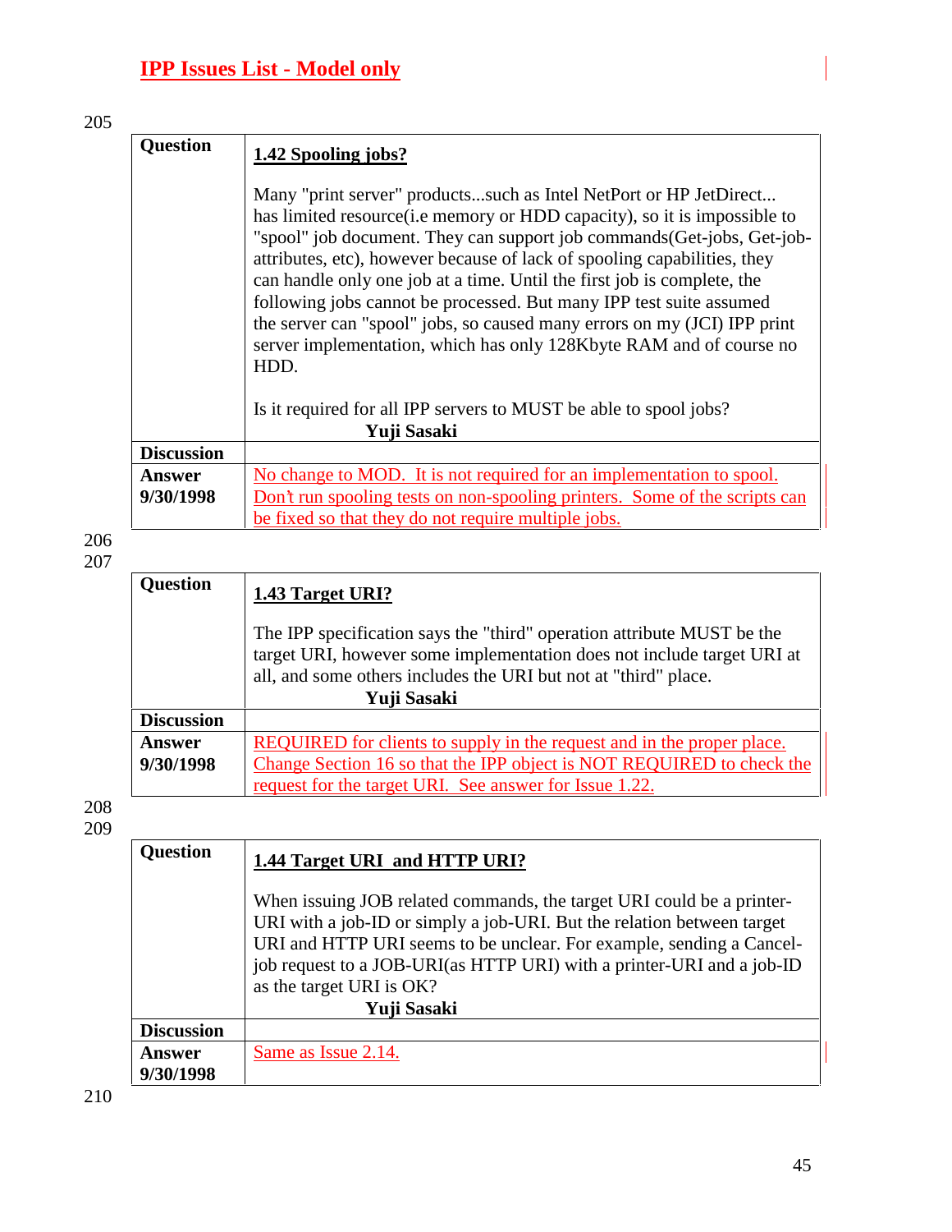205

| | |
|---|---|
| **Question** | **1.42 Spooling jobs?**<br><br>Many "print server" products...such as Intel NetPort or HP JetDirect... has limited resource(i.e memory or HDD capacity), so it is impossible to "spool" job document. They can support job commands(Get-jobs, Get-job-attributes, etc), however because of lack of spooling capabilities, they can handle only one job at a time. Until the first job is complete, the following jobs cannot be processed. But many IPP test suite assumed the server can "spool" jobs, so caused many errors on my (JCI) IPP print server implementation, which has only 128Kbyte RAM and of course no HDD.<br><br>Is it required for all IPP servers to MUST be able to spool jobs?<br>**Yuji Sasaki** |
| **Discussion** | |
| **Answer 9/30/1998** | No change to MOD. It is not required for an implementation to spool. Don't run spooling tests on non-spooling printers. Some of the scripts can be fixed so that they do not require multiple jobs. |

206
207

| | |
|---|---|
| **Question** | **1.43 Target URI?**<br><br>The IPP specification says the "third" operation attribute MUST be the target URI, however some implementation does not include target URI at all, and some others includes the URI but not at "third" place.<br>**Yuji Sasaki** |
| **Discussion** | |
| **Answer 9/30/1998** | REQUIRED for clients to supply in the request and in the proper place. Change Section 16 so that the IPP object is NOT REQUIRED to check the request for the target URI. See answer for Issue 1.22. |

208
209

| | |
|---|---|
| **Question** | **1.44 Target URI and HTTP URI?**<br><br>When issuing JOB related commands, the target URI could be a printer-URI with a job-ID or simply a job-URI. But the relation between target URI and HTTP URI seems to be unclear. For example, sending a Cancel-job request to a JOB-URI(as HTTP URI) with a printer-URI and a job-ID as the target URI is OK?<br>**Yuji Sasaki** |
| **Discussion** | |
| **Answer 9/30/1998** | Same as Issue 2.14. |

210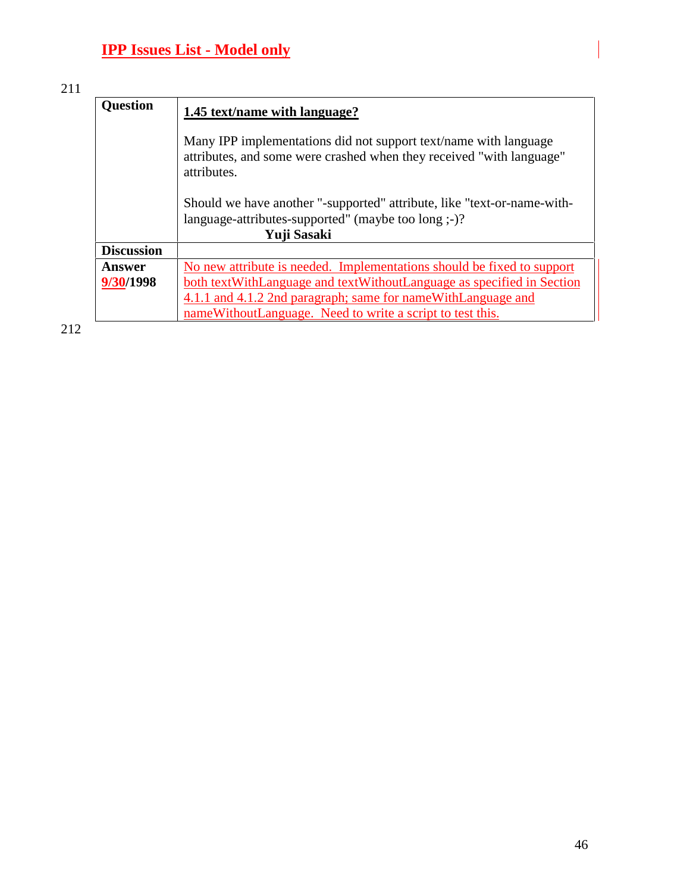211

| | |
|---|---|
| **Question** | **1.45 text/name with language?**<br><br>Many IPP implementations did not support text/name with language attributes, and some were crashed when they received "with language" attributes.<br><br>Should we have another "-supported" attribute, like "text-or-name-with-language-attributes-supported" (maybe too long ;-)?<br>**Yuji Sasaki** |
| **Discussion** | |
| **Answer 9/30/1998** | No new attribute is needed. Implementations should be fixed to support both textWithLanguage and textWithoutLanguage as specified in Section 4.1.1 and 4.1.2 2nd paragraph; same for nameWithLanguage and nameWithoutLanguage. Need to write a script to test this. |

212